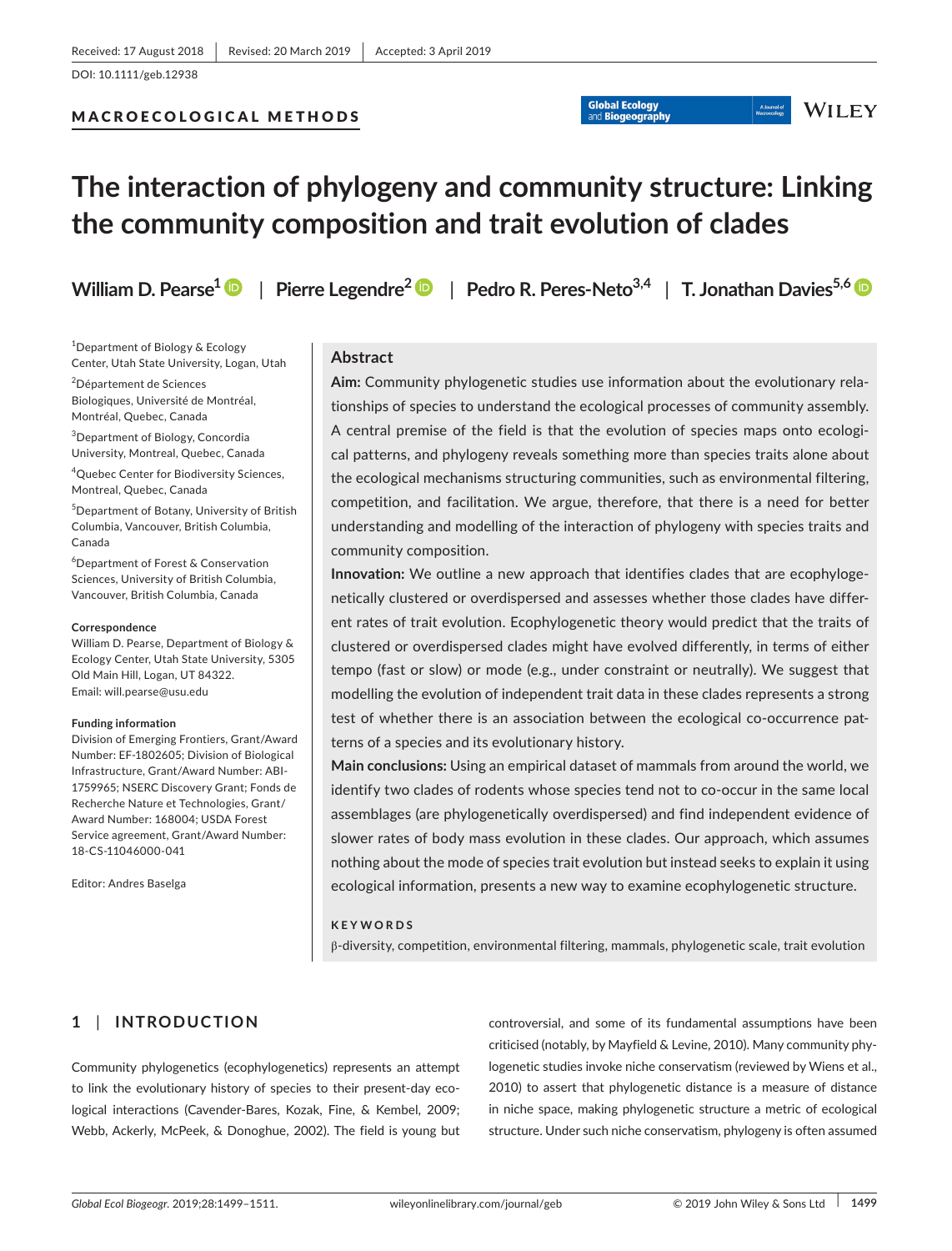Received: 17 August 2018 | Revised: 20 March 2019 | Accepted: 3 April 2019

DOI: 10.1111/geb.12938

MACROECOLOGICAL METHODS

# The interaction of phylogeny and community structure: Linking the community composition and trait evolution of clades

William D. Pearse[1] | Pierre Legendre[2] | Pedro R. Peres-Neto[3,4] | T. Jonathan Davies[5,6]

[1]Department of Biology & Ecology Center, Utah State University, Logan, Utah

[2]Département de Sciences Biologiques, Université de Montréal, Montréal, Quebec, Canada

[3]Department of Biology, Concordia University, Montreal, Quebec, Canada

[4]Quebec Center for Biodiversity Sciences, Montreal, Quebec, Canada

[5]Department of Botany, University of British Columbia, Vancouver, British Columbia, Canada

[6]Department of Forest & Conservation Sciences, University of British Columbia, Vancouver, British Columbia, Canada

**Correspondence**
William D. Pearse, Department of Biology & Ecology Center, Utah State University, 5305 Old Main Hill, Logan, UT 84322.
Email: will.pearse@usu.edu

**Funding information**
Division of Emerging Frontiers, Grant/Award Number: EF-1802605; Division of Biological Infrastructure, Grant/Award Number: ABI-1759965; NSERC Discovery Grant; Fonds de Recherche Nature et Technologies, Grant/Award Number: 168004; USDA Forest Service agreement, Grant/Award Number: 18-CS-11046000-041

Editor: Andres Baselga

## Abstract

**Aim:** Community phylogenetic studies use information about the evolutionary relationships of species to understand the ecological processes of community assembly. A central premise of the field is that the evolution of species maps onto ecological patterns, and phylogeny reveals something more than species traits alone about the ecological mechanisms structuring communities, such as environmental filtering, competition, and facilitation. We argue, therefore, that there is a need for better understanding and modelling of the interaction of phylogeny with species traits and community composition.

**Innovation:** We outline a new approach that identifies clades that are ecophylogenetically clustered or overdispersed and assesses whether those clades have different rates of trait evolution. Ecophylogenetic theory would predict that the traits of clustered or overdispersed clades might have evolved differently, in terms of either tempo (fast or slow) or mode (e.g., under constraint or neutrally). We suggest that modelling the evolution of independent trait data in these clades represents a strong test of whether there is an association between the ecological co-occurrence patterns of a species and its evolutionary history.

**Main conclusions:** Using an empirical dataset of mammals from around the world, we identify two clades of rodents whose species tend not to co-occur in the same local assemblages (are phylogenetically overdispersed) and find independent evidence of slower rates of body mass evolution in these clades. Our approach, which assumes nothing about the mode of species trait evolution but instead seeks to explain it using ecological information, presents a new way to examine ecophylogenetic structure.

**KEYWORDS**

β-diversity, competition, environmental filtering, mammals, phylogenetic scale, trait evolution

## 1 | INTRODUCTION

Community phylogenetics (ecophylogenetics) represents an attempt to link the evolutionary history of species to their present-day ecological interactions (Cavender-Bares, Kozak, Fine, & Kembel, 2009; Webb, Ackerly, McPeek, & Donoghue, 2002). The field is young but controversial, and some of its fundamental assumptions have been criticised (notably, by Mayfield & Levine, 2010). Many community phylogenetic studies invoke niche conservatism (reviewed by Wiens et al., 2010) to assert that phylogenetic distance is a measure of distance in niche space, making phylogenetic structure a metric of ecological structure. Under such niche conservatism, phylogeny is often assumed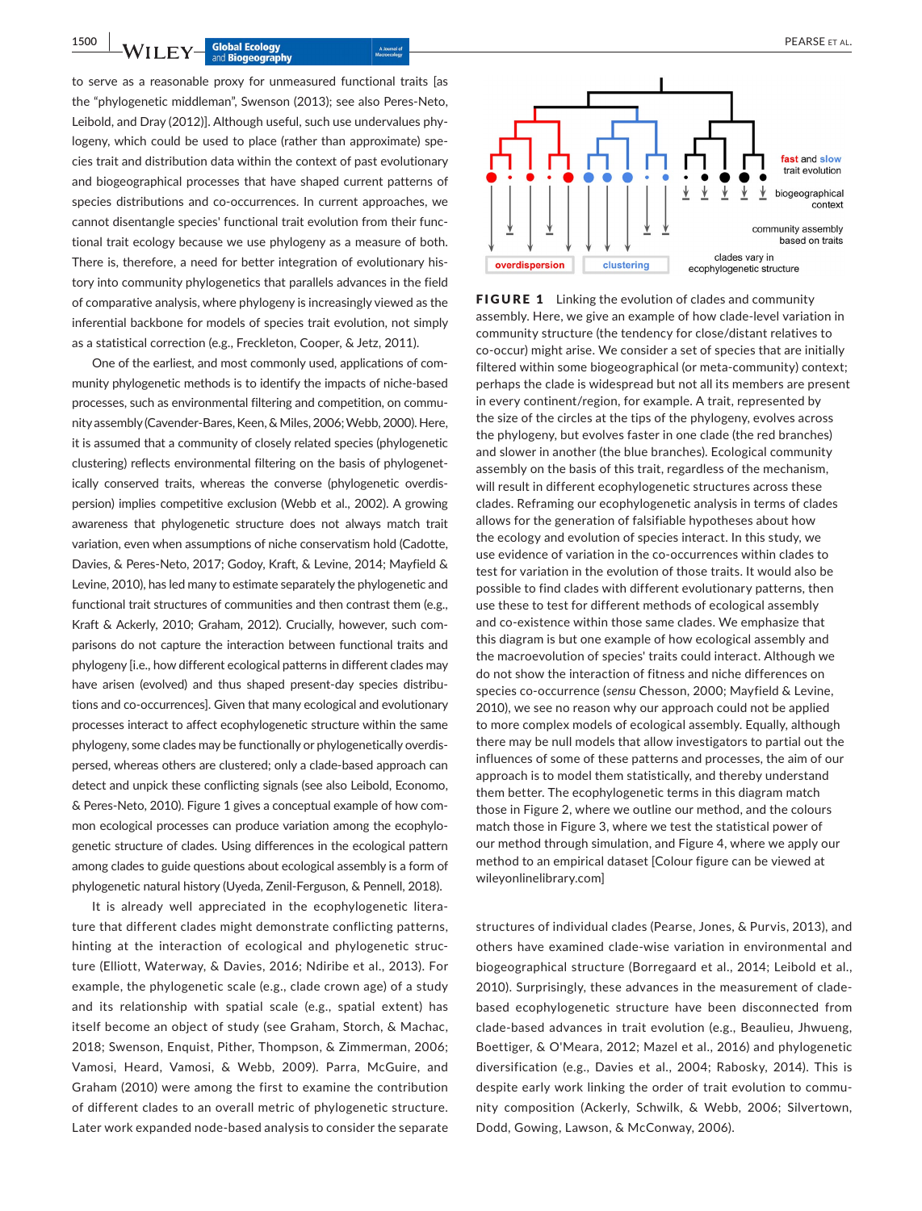to serve as a reasonable proxy for unmeasured functional traits [as the "phylogenetic middleman", Swenson (2013); see also Peres-Neto, Leibold, and Dray (2012)]. Although useful, such use undervalues phylogeny, which could be used to place (rather than approximate) species trait and distribution data within the context of past evolutionary and biogeographical processes that have shaped current patterns of species distributions and co-occurrences. In current approaches, we cannot disentangle species' functional trait evolution from their functional trait ecology because we use phylogeny as a measure of both. There is, therefore, a need for better integration of evolutionary history into community phylogenetics that parallels advances in the field of comparative analysis, where phylogeny is increasingly viewed as the inferential backbone for models of species trait evolution, not simply as a statistical correction (e.g., Freckleton, Cooper, & Jetz, 2011).

One of the earliest, and most commonly used, applications of community phylogenetic methods is to identify the impacts of niche-based processes, such as environmental filtering and competition, on community assembly (Cavender-Bares, Keen, & Miles, 2006; Webb, 2000). Here, it is assumed that a community of closely related species (phylogenetic clustering) reflects environmental filtering on the basis of phylogenetically conserved traits, whereas the converse (phylogenetic overdispersion) implies competitive exclusion (Webb et al., 2002). A growing awareness that phylogenetic structure does not always match trait variation, even when assumptions of niche conservatism hold (Cadotte, Davies, & Peres-Neto, 2017; Godoy, Kraft, & Levine, 2014; Mayfield & Levine, 2010), has led many to estimate separately the phylogenetic and functional trait structures of communities and then contrast them (e.g., Kraft & Ackerly, 2010; Graham, 2012). Crucially, however, such comparisons do not capture the interaction between functional traits and phylogeny [i.e., how different ecological patterns in different clades may have arisen (evolved) and thus shaped present-day species distributions and co-occurrences]. Given that many ecological and evolutionary processes interact to affect ecophylogenetic structure within the same phylogeny, some clades may be functionally or phylogenetically overdispersed, whereas others are clustered; only a clade-based approach can detect and unpick these conflicting signals (see also Leibold, Economo, & Peres-Neto, 2010). Figure 1 gives a conceptual example of how common ecological processes can produce variation among the ecophylogenetic structure of clades. Using differences in the ecological pattern among clades to guide questions about ecological assembly is a form of phylogenetic natural history (Uyeda, Zenil-Ferguson, & Pennell, 2018).

It is already well appreciated in the ecophylogenetic literature that different clades might demonstrate conflicting patterns, hinting at the interaction of ecological and phylogenetic structure (Elliott, Waterway, & Davies, 2016; Ndiribe et al., 2013). For example, the phylogenetic scale (e.g., clade crown age) of a study and its relationship with spatial scale (e.g., spatial extent) has itself become an object of study (see Graham, Storch, & Machac, 2018; Swenson, Enquist, Pither, Thompson, & Zimmerman, 2006; Vamosi, Heard, Vamosi, & Webb, 2009). Parra, McGuire, and Graham (2010) were among the first to examine the contribution of different clades to an overall metric of phylogenetic structure. Later work expanded node-based analysis to consider the separate structures of individual clades (Pearse, Jones, & Purvis, 2013), and others have examined clade-wise variation in environmental and biogeographical structure (Borregaard et al., 2014; Leibold et al., 2010). Surprisingly, these advances in the measurement of clade-based ecophylogenetic structure have been disconnected from clade-based advances in trait evolution (e.g., Beaulieu, Jhwueng, Boettiger, & O'Meara, 2012; Mazel et al., 2016) and phylogenetic diversification (e.g., Davies et al., 2004; Rabosky, 2014). This is despite early work linking the order of trait evolution to community composition (Ackerly, Schwilk, & Webb, 2006; Silvertown, Dodd, Gowing, Lawson, & McConway, 2006).

**FIGURE 1** Linking the evolution of clades and community assembly. Here, we give an example of how clade-level variation in community structure (the tendency for close/distant relatives to co-occur) might arise. We consider a set of species that are initially filtered within some biogeographical (or meta-community) context; perhaps the clade is widespread but not all its members are present in every continent/region, for example. A trait, represented by the size of the circles at the tips of the phylogeny, evolves across the phylogeny, but evolves faster in one clade (the red branches) and slower in another (the blue branches). Ecological community assembly on the basis of this trait, regardless of the mechanism, will result in different ecophylogenetic structures across these clades. Reframing our ecophylogenetic analysis in terms of clades allows for the generation of falsifiable hypotheses about how the ecology and evolution of species interact. In this study, we use evidence of variation in the co-occurrences within clades to test for variation in the evolution of those traits. It would also be possible to find clades with different evolutionary patterns, then use these to test for different methods of ecological assembly and co-existence within those same clades. We emphasize that this diagram is but one example of how ecological assembly and the macroevolution of species' traits could interact. Although we do not show the interaction of fitness and niche differences on species co-occurrence (*sensu* Chesson, 2000; Mayfield & Levine, 2010), we see no reason why our approach could not be applied to more complex models of ecological assembly. Equally, although there may be null models that allow investigators to partial out the influences of some of these patterns and processes, the aim of our approach is to model them statistically, and thereby understand them better. The ecophylogenetic terms in this diagram match those in Figure 2, where we outline our method, and the colours match those in Figure 3, where we test the statistical power of our method through simulation, and Figure 4, where we apply our method to an empirical dataset [Colour figure can be viewed at wileyonlinelibrary.com]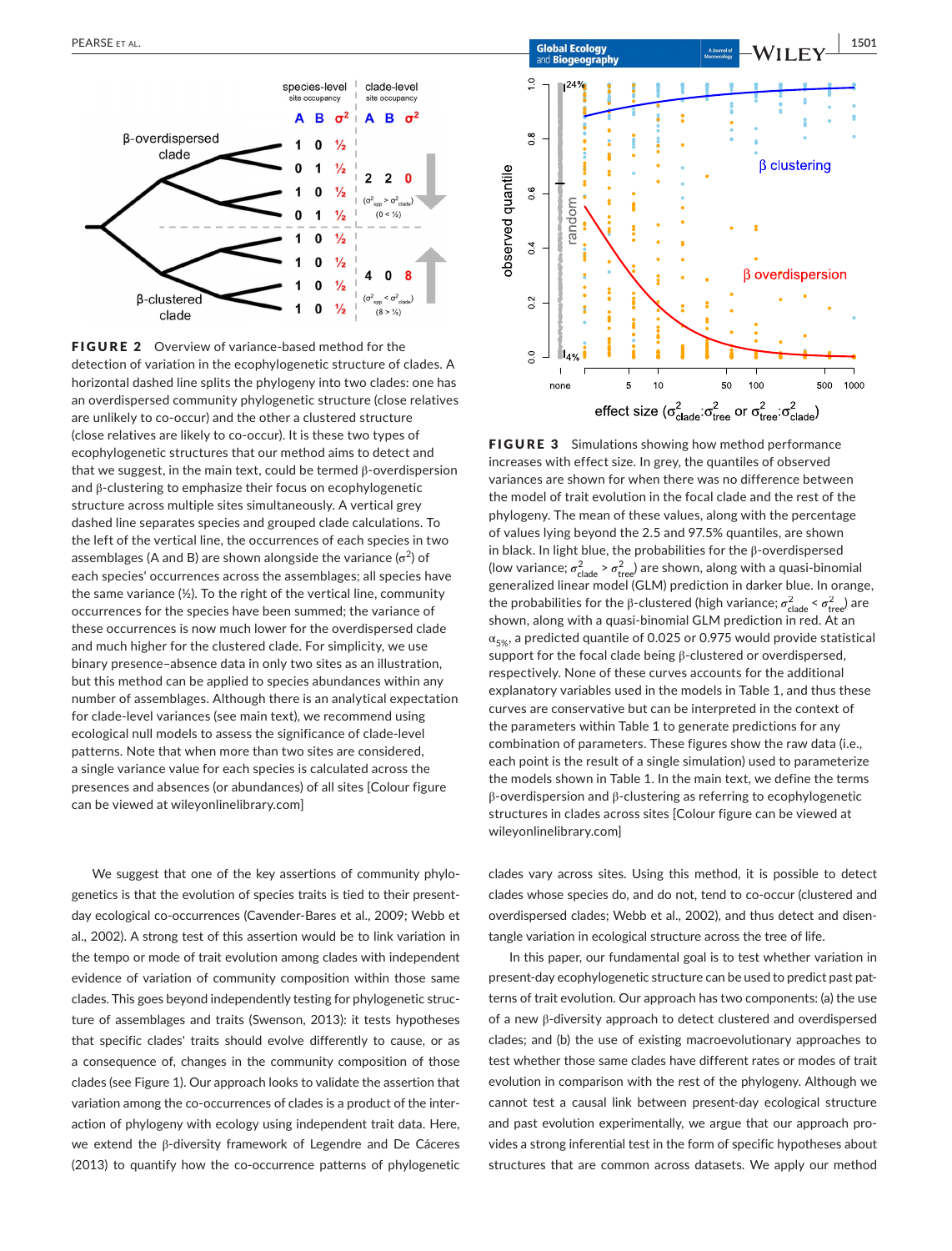**FIGURE 2** Overview of variance-based method for the detection of variation in the ecophylogenetic structure of clades. A horizontal dashed line splits the phylogeny into two clades: one has an overdispersed community phylogenetic structure (close relatives are unlikely to co-occur) and the other a clustered structure (close relatives are likely to co-occur). It is these two types of ecophylogenetic structures that our method aims to detect and that we suggest, in the main text, could be termed β-overdispersion and β-clustering to emphasize their focus on ecophylogenetic structure across multiple sites simultaneously. A vertical grey dashed line separates species and grouped clade calculations. To the left of the vertical line, the occurrences of each species in two assemblages (A and B) are shown alongside the variance ($\sigma^2$) of each species' occurrences across the assemblages; all species have the same variance (½). To the right of the vertical line, community occurrences for the species have been summed; the variance of these occurrences is now much lower for the overdispersed clade and much higher for the clustered clade. For simplicity, we use binary presence–absence data in only two sites as an illustration, but this method can be applied to species abundances within any number of assemblages. Although there is an analytical expectation for clade-level variances (see main text), we recommend using ecological null models to assess the significance of clade-level patterns. Note that when more than two sites are considered, a single variance value for each species is calculated across the presences and absences (or abundances) of all sites [Colour figure can be viewed at wileyonlinelibrary.com]

**FIGURE 3** Simulations showing how method performance increases with effect size. In grey, the quantiles of observed variances are shown for when there was no difference between the model of trait evolution in the focal clade and the rest of the phylogeny. The mean of these values, along with the percentage of values lying beyond the 2.5 and 97.5% quantiles, are shown in black. In light blue, the probabilities for the β-overdispersed (low variance; $\sigma^2_{clade} > \sigma^2_{tree}$) are shown, along with a quasi-binomial generalized linear model (GLM) prediction in darker blue. In orange, the probabilities for the β-clustered (high variance; $\sigma^2_{clade} < \sigma^2_{tree}$) are shown, along with a quasi-binomial GLM prediction in red. At an $\alpha_{5\%}$, a predicted quantile of 0.025 or 0.975 would provide statistical support for the focal clade being β-clustered or overdispersed, respectively. None of these curves accounts for the additional explanatory variables used in the models in Table 1, and thus these curves are conservative but can be interpreted in the context of the parameters within Table 1 to generate predictions for any combination of parameters. These figures show the raw data (i.e., each point is the result of a single simulation) used to parameterize the models shown in Table 1. In the main text, we define the terms β-overdispersion and β-clustering as referring to ecophylogenetic structures in clades across sites [Colour figure can be viewed at wileyonlinelibrary.com]

We suggest that one of the key assertions of community phylogenetics is that the evolution of species traits is tied to their present-day ecological co-occurrences (Cavender-Bares et al., 2009; Webb et al., 2002). A strong test of this assertion would be to link variation in the tempo or mode of trait evolution among clades with independent evidence of variation of community composition within those same clades. This goes beyond independently testing for phylogenetic structure of assemblages and traits (Swenson, 2013): it tests hypotheses that specific clades' traits should evolve differently to cause, or as a consequence of, changes in the community composition of those clades (see Figure 1). Our approach looks to validate the assertion that variation among the co-occurrences of clades is a product of the interaction of phylogeny with ecology using independent trait data. Here, we extend the β-diversity framework of Legendre and De Cáceres (2013) to quantify how the co-occurrence patterns of phylogenetic clades vary across sites. Using this method, it is possible to detect clades whose species do, and do not, tend to co-occur (clustered and overdispersed clades; Webb et al., 2002), and thus detect and disentangle variation in ecological structure across the tree of life.

In this paper, our fundamental goal is to test whether variation in present-day ecophylogenetic structure can be used to predict past patterns of trait evolution. Our approach has two components: (a) the use of a new β-diversity approach to detect clustered and overdispersed clades; and (b) the use of existing macroevolutionary approaches to test whether those same clades have different rates or modes of trait evolution in comparison with the rest of the phylogeny. Although we cannot test a causal link between present-day ecological structure and past evolution experimentally, we argue that our approach provides a strong inferential test in the form of specific hypotheses about structures that are common across datasets. We apply our method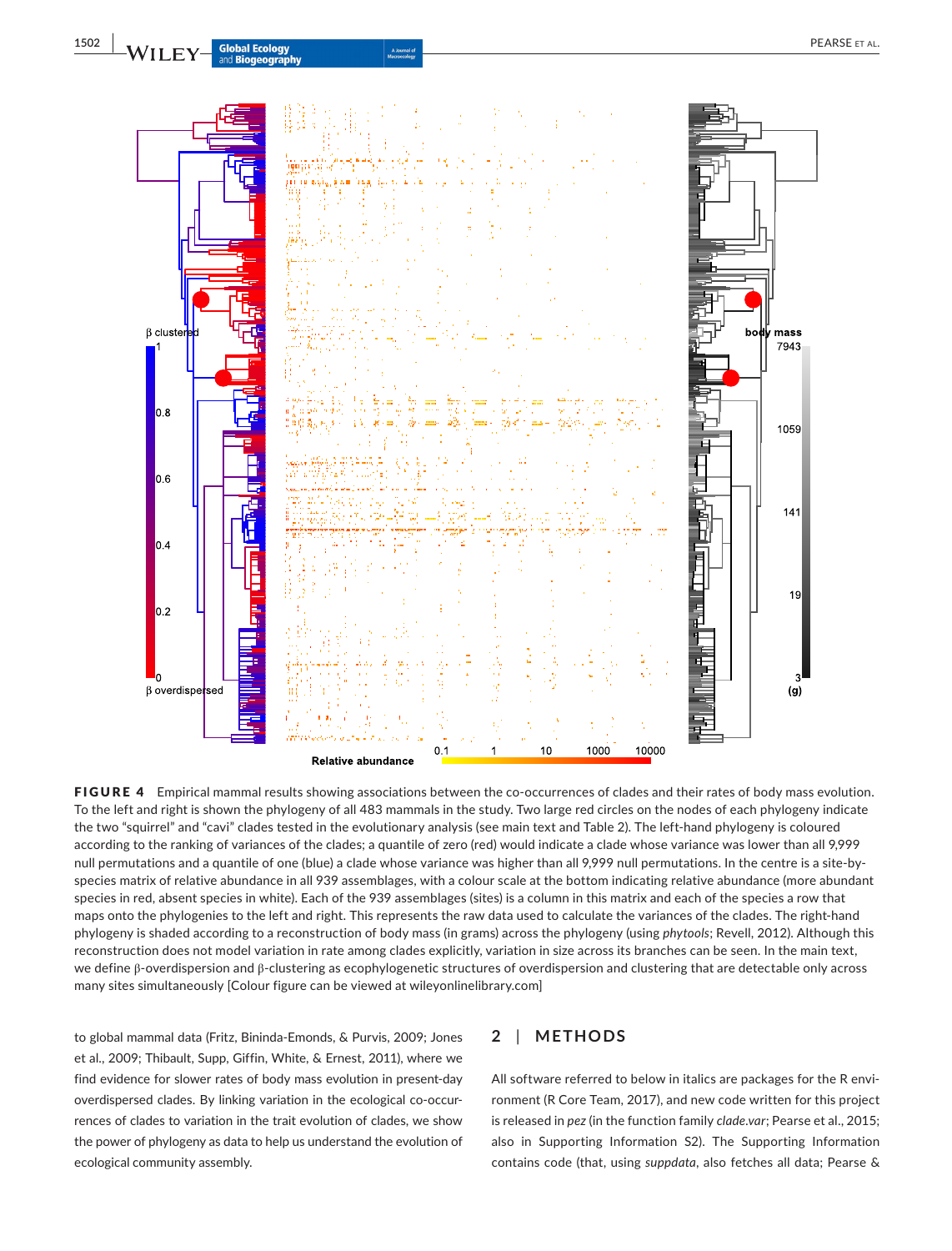**FIGURE 4** Empirical mammal results showing associations between the co-occurrences of clades and their rates of body mass evolution. To the left and right is shown the phylogeny of all 483 mammals in the study. Two large red circles on the nodes of each phylogeny indicate the two "squirrel" and "cavi" clades tested in the evolutionary analysis (see main text and Table 2). The left-hand phylogeny is coloured according to the ranking of variances of the clades; a quantile of zero (red) would indicate a clade whose variance was lower than all 9,999 null permutations and a quantile of one (blue) a clade whose variance was higher than all 9,999 null permutations. In the centre is a site-by-species matrix of relative abundance in all 939 assemblages, with a colour scale at the bottom indicating relative abundance (more abundant species in red, absent species in white). Each of the 939 assemblages (sites) is a column in this matrix and each of the species a row that maps onto the phylogenies to the left and right. This represents the raw data used to calculate the variances of the clades. The right-hand phylogeny is shaded according to a reconstruction of body mass (in grams) across the phylogeny (using *phytools*; Revell, 2012). Although this reconstruction does not model variation in rate among clades explicitly, variation in size across its branches can be seen. In the main text, we define β-overdispersion and β-clustering as ecophylogenetic structures of overdispersion and clustering that are detectable only across many sites simultaneously [Colour figure can be viewed at wileyonlinelibrary.com]

to global mammal data (Fritz, Bininda-Emonds, & Purvis, 2009; Jones et al., 2009; Thibault, Supp, Giffin, White, & Ernest, 2011), where we find evidence for slower rates of body mass evolution in present-day overdispersed clades. By linking variation in the ecological co-occurrences of clades to variation in the trait evolution of clades, we show the power of phylogeny as data to help us understand the evolution of ecological community assembly.

## 2 | METHODS

All software referred to below in italics are packages for the R environment (R Core Team, 2017), and new code written for this project is released in *pez* (in the function family *clade.var*; Pearse et al., 2015; also in Supporting Information S2). The Supporting Information contains code (that, using *suppdata*, also fetches all data; Pearse &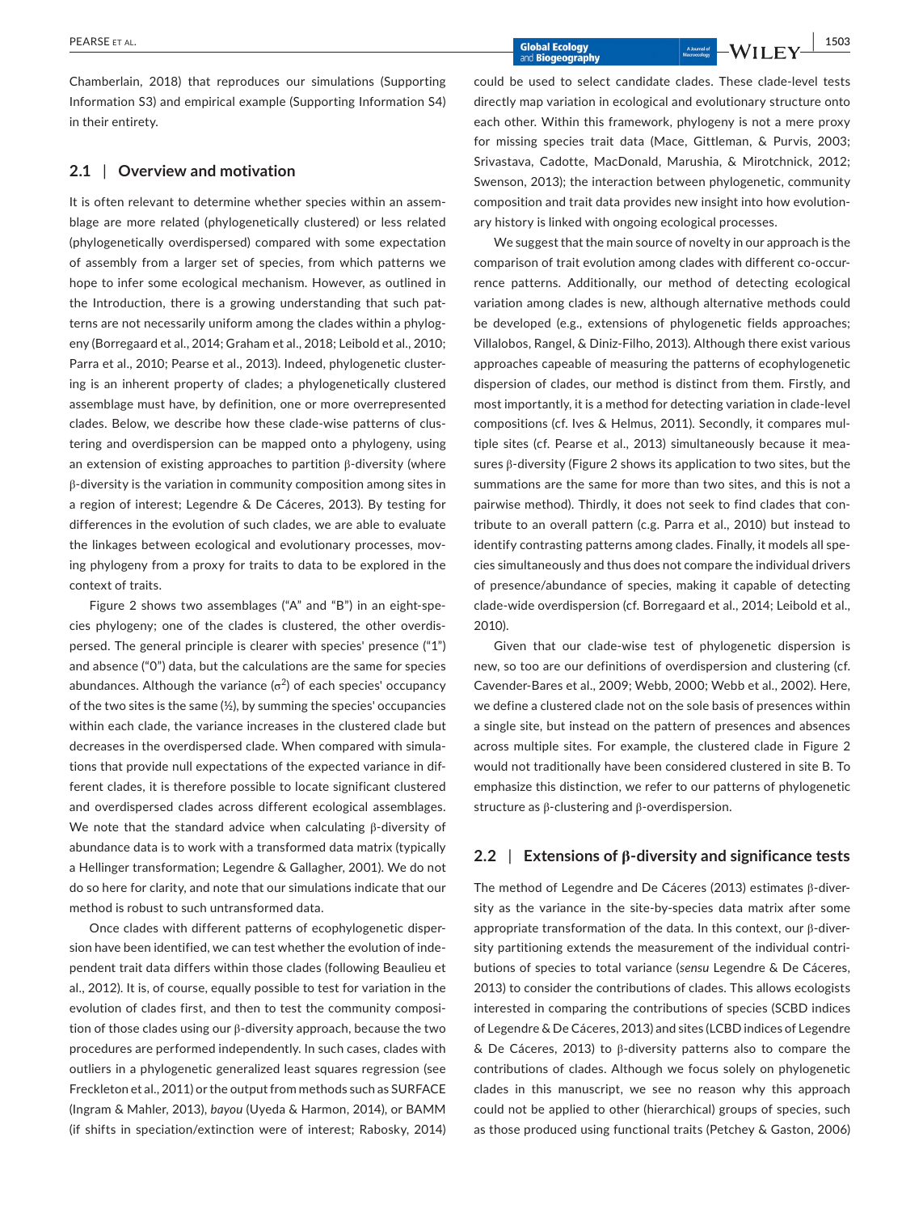Chamberlain, 2018) that reproduces our simulations (Supporting Information S3) and empirical example (Supporting Information S4) in their entirety.

## 2.1 | Overview and motivation

It is often relevant to determine whether species within an assemblage are more related (phylogenetically clustered) or less related (phylogenetically overdispersed) compared with some expectation of assembly from a larger set of species, from which patterns we hope to infer some ecological mechanism. However, as outlined in the Introduction, there is a growing understanding that such patterns are not necessarily uniform among the clades within a phylogeny (Borregaard et al., 2014; Graham et al., 2018; Leibold et al., 2010; Parra et al., 2010; Pearse et al., 2013). Indeed, phylogenetic clustering is an inherent property of clades; a phylogenetically clustered assemblage must have, by definition, one or more overrepresented clades. Below, we describe how these clade-wise patterns of clustering and overdispersion can be mapped onto a phylogeny, using an extension of existing approaches to partition β-diversity (where β-diversity is the variation in community composition among sites in a region of interest; Legendre & De Cáceres, 2013). By testing for differences in the evolution of such clades, we are able to evaluate the linkages between ecological and evolutionary processes, moving phylogeny from a proxy for traits to data to be explored in the context of traits.

Figure 2 shows two assemblages ("A" and "B") in an eight-species phylogeny; one of the clades is clustered, the other overdispersed. The general principle is clearer with species' presence ("1") and absence ("0") data, but the calculations are the same for species abundances. Although the variance ($\sigma^2$) of each species' occupancy of the two sites is the same (½), by summing the species' occupancies within each clade, the variance increases in the clustered clade but decreases in the overdispersed clade. When compared with simulations that provide null expectations of the expected variance in different clades, it is therefore possible to locate significant clustered and overdispersed clades across different ecological assemblages. We note that the standard advice when calculating β-diversity of abundance data is to work with a transformed data matrix (typically a Hellinger transformation; Legendre & Gallagher, 2001). We do not do so here for clarity, and note that our simulations indicate that our method is robust to such untransformed data.

Once clades with different patterns of ecophylogenetic dispersion have been identified, we can test whether the evolution of independent trait data differs within those clades (following Beaulieu et al., 2012). It is, of course, equally possible to test for variation in the evolution of clades first, and then to test the community composition of those clades using our β-diversity approach, because the two procedures are performed independently. In such cases, clades with outliers in a phylogenetic generalized least squares regression (see Freckleton et al., 2011) or the output from methods such as SURFACE (Ingram & Mahler, 2013), *bayou* (Uyeda & Harmon, 2014), or BAMM (if shifts in speciation/extinction were of interest; Rabosky, 2014) could be used to select candidate clades. These clade-level tests directly map variation in ecological and evolutionary structure onto each other. Within this framework, phylogeny is not a mere proxy for missing species trait data (Mace, Gittleman, & Purvis, 2003; Srivastava, Cadotte, MacDonald, Marushia, & Mirotchnick, 2012; Swenson, 2013); the interaction between phylogenetic, community composition and trait data provides new insight into how evolutionary history is linked with ongoing ecological processes.

We suggest that the main source of novelty in our approach is the comparison of trait evolution among clades with different co-occurrence patterns. Additionally, our method of detecting ecological variation among clades is new, although alternative methods could be developed (e.g., extensions of phylogenetic fields approaches; Villalobos, Rangel, & Diniz-Filho, 2013). Although there exist various approaches capable of measuring the patterns of ecophylogenetic dispersion of clades, our method is distinct from them. Firstly, and most importantly, it is a method for detecting variation in clade-level compositions (cf. Ives & Helmus, 2011). Secondly, it compares multiple sites (cf. Pearse et al., 2013) simultaneously because it measures β-diversity (Figure 2 shows its application to two sites, but the summations are the same for more than two sites, and this is not a pairwise method). Thirdly, it does not seek to find clades that contribute to an overall pattern (c.g. Parra et al., 2010) but instead to identify contrasting patterns among clades. Finally, it models all species simultaneously and thus does not compare the individual drivers of presence/abundance of species, making it capable of detecting clade-wide overdispersion (cf. Borregaard et al., 2014; Leibold et al., 2010).

Given that our clade-wise test of phylogenetic dispersion is new, so too are our definitions of overdispersion and clustering (cf. Cavender-Bares et al., 2009; Webb, 2000; Webb et al., 2002). Here, we define a clustered clade not on the sole basis of presences within a single site, but instead on the pattern of presences and absences across multiple sites. For example, the clustered clade in Figure 2 would not traditionally have been considered clustered in site B. To emphasize this distinction, we refer to our patterns of phylogenetic structure as β-clustering and β-overdispersion.

## 2.2 | Extensions of β-diversity and significance tests

The method of Legendre and De Cáceres (2013) estimates β-diversity as the variance in the site-by-species data matrix after some appropriate transformation of the data. In this context, our β-diversity partitioning extends the measurement of the individual contributions of species to total variance (*sensu* Legendre & De Cáceres, 2013) to consider the contributions of clades. This allows ecologists interested in comparing the contributions of species (SCBD indices of Legendre & De Cáceres, 2013) and sites (LCBD indices of Legendre & De Cáceres, 2013) to β-diversity patterns also to compare the contributions of clades. Although we focus solely on phylogenetic clades in this manuscript, we see no reason why this approach could not be applied to other (hierarchical) groups of species, such as those produced using functional traits (Petchey & Gaston, 2006)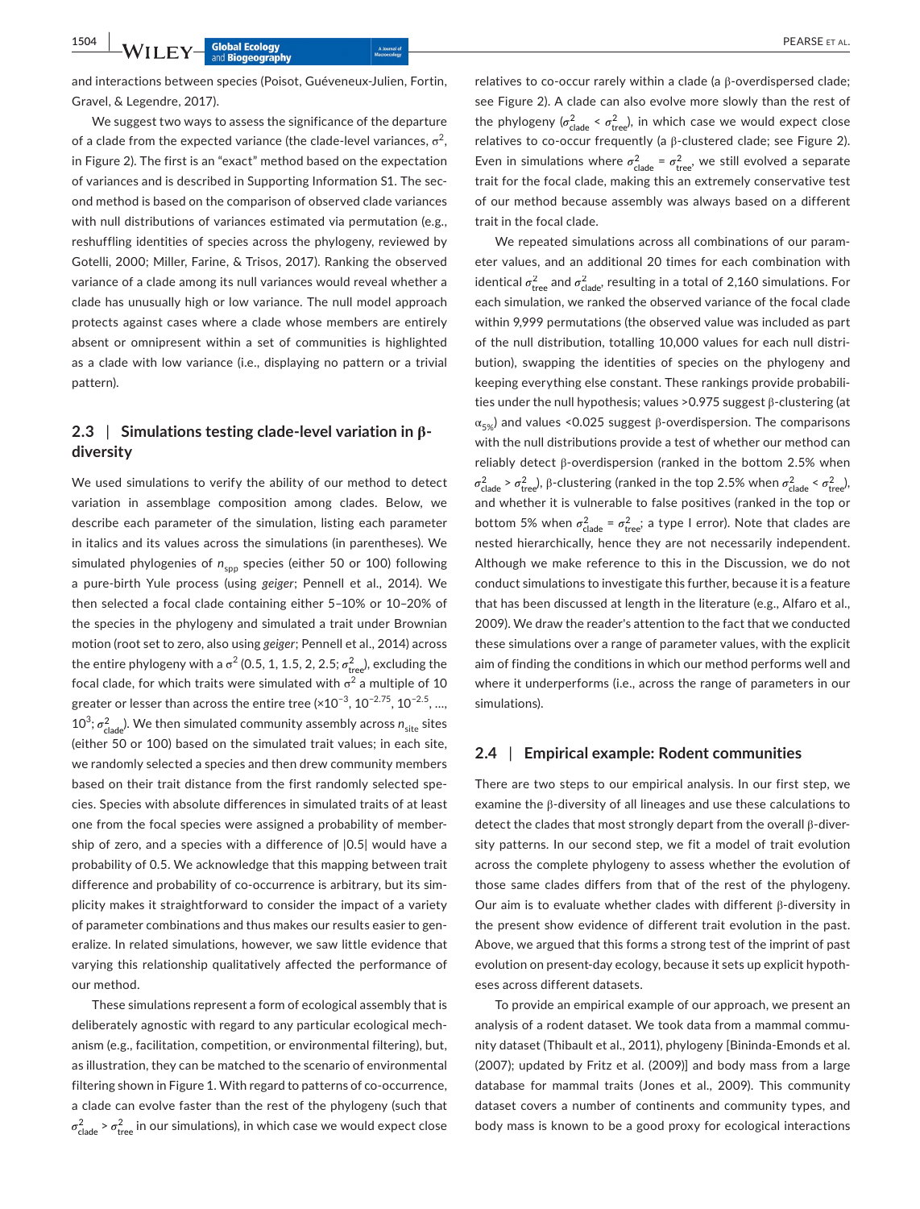and interactions between species (Poisot, Guéveneux-Julien, Fortin, Gravel, & Legendre, 2017).

We suggest two ways to assess the significance of the departure of a clade from the expected variance (the clade-level variances, $\sigma^2$, in Figure 2). The first is an "exact" method based on the expectation of variances and is described in Supporting Information S1. The second method is based on the comparison of observed clade variances with null distributions of variances estimated via permutation (e.g., reshuffling identities of species across the phylogeny, reviewed by Gotelli, 2000; Miller, Farine, & Trisos, 2017). Ranking the observed variance of a clade among its null variances would reveal whether a clade has unusually high or low variance. The null model approach protects against cases where a clade whose members are entirely absent or omnipresent within a set of communities is highlighted as a clade with low variance (i.e., displaying no pattern or a trivial pattern).

### 2.3 | Simulations testing clade-level variation in β-diversity

We used simulations to verify the ability of our method to detect variation in assemblage composition among clades. Below, we describe each parameter of the simulation, listing each parameter in italics and its values across the simulations (in parentheses). We simulated phylogenies of $n_{spp}$ species (either 50 or 100) following a pure-birth Yule process (using *geiger*; Pennell et al., 2014). We then selected a focal clade containing either 5–10% or 10–20% of the species in the phylogeny and simulated a trait under Brownian motion (root set to zero, also using *geiger*; Pennell et al., 2014) across the entire phylogeny with a $\sigma^2$ (0.5, 1, 1.5, 2, 2.5; $\sigma^2_{tree}$), excluding the focal clade, for which traits were simulated with $\sigma^2$ a multiple of 10 greater or lesser than across the entire tree (×$10^{-3}$, $10^{-2.75}$, $10^{-2.5}$, ..., $10^{3}$; $\sigma^2_{clade}$). We then simulated community assembly across $n_{site}$ sites (either 50 or 100) based on the simulated trait values; in each site, we randomly selected a species and then drew community members based on their trait distance from the first randomly selected species. Species with absolute differences in simulated traits of at least one from the focal species were assigned a probability of membership of zero, and a species with a difference of |0.5| would have a probability of 0.5. We acknowledge that this mapping between trait difference and probability of co-occurrence is arbitrary, but its simplicity makes it straightforward to consider the impact of a variety of parameter combinations and thus makes our results easier to generalize. In related simulations, however, we saw little evidence that varying this relationship qualitatively affected the performance of our method.

These simulations represent a form of ecological assembly that is deliberately agnostic with regard to any particular ecological mechanism (e.g., facilitation, competition, or environmental filtering), but, as illustration, they can be matched to the scenario of environmental filtering shown in Figure 1. With regard to patterns of co-occurrence, a clade can evolve faster than the rest of the phylogeny (such that $\sigma^2_{clade} > \sigma^2_{tree}$ in our simulations), in which case we would expect close relatives to co-occur rarely within a clade (a β-overdispersed clade; see Figure 2). A clade can also evolve more slowly than the rest of the phylogeny ($\sigma^2_{clade} < \sigma^2_{tree}$), in which case we would expect close relatives to co-occur frequently (a β-clustered clade; see Figure 2). Even in simulations where $\sigma^2_{clade} = \sigma^2_{tree}$, we still evolved a separate trait for the focal clade, making this an extremely conservative test of our method because assembly was always based on a different trait in the focal clade.

We repeated simulations across all combinations of our parameter values, and an additional 20 times for each combination with identical $\sigma^2_{tree}$ and $\sigma^2_{clade}$, resulting in a total of 2,160 simulations. For each simulation, we ranked the observed variance of the focal clade within 9,999 permutations (the observed value was included as part of the null distribution, totalling 10,000 values for each null distribution), swapping the identities of species on the phylogeny and keeping everything else constant. These rankings provide probabilities under the null hypothesis; values >0.975 suggest β-clustering (at $\alpha_{5\%}$) and values <0.025 suggest β-overdispersion. The comparisons with the null distributions provide a test of whether our method can reliably detect β-overdispersion (ranked in the bottom 2.5% when $\sigma^2_{clade} > \sigma^2_{tree}$), β-clustering (ranked in the top 2.5% when $\sigma^2_{clade} < \sigma^2_{tree}$), and whether it is vulnerable to false positives (ranked in the top or bottom 5% when $\sigma^2_{clade} = \sigma^2_{tree}$; a type I error). Note that clades are nested hierarchically, hence they are not necessarily independent. Although we make reference to this in the Discussion, we do not conduct simulations to investigate this further, because it is a feature that has been discussed at length in the literature (e.g., Alfaro et al., 2009). We draw the reader's attention to the fact that we conducted these simulations over a range of parameter values, with the explicit aim of finding the conditions in which our method performs well and where it underperforms (i.e., across the range of parameters in our simulations).

### 2.4 | Empirical example: Rodent communities

There are two steps to our empirical analysis. In our first step, we examine the β-diversity of all lineages and use these calculations to detect the clades that most strongly depart from the overall β-diversity patterns. In our second step, we fit a model of trait evolution across the complete phylogeny to assess whether the evolution of those same clades differs from that of the rest of the phylogeny. Our aim is to evaluate whether clades with different β-diversity in the present show evidence of different trait evolution in the past. Above, we argued that this forms a strong test of the imprint of past evolution on present-day ecology, because it sets up explicit hypotheses across different datasets.

To provide an empirical example of our approach, we present an analysis of a rodent dataset. We took data from a mammal community dataset (Thibault et al., 2011), phylogeny [Bininda-Emonds et al. (2007); updated by Fritz et al. (2009)] and body mass from a large database for mammal traits (Jones et al., 2009). This community dataset covers a number of continents and community types, and body mass is known to be a good proxy for ecological interactions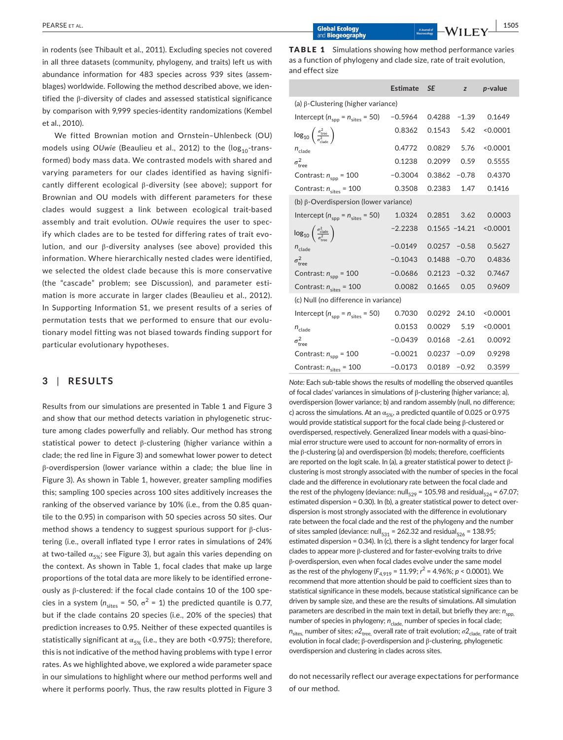in rodents (see Thibault et al., 2011). Excluding species not covered in all three datasets (community, phylogeny, and traits) left us with abundance information for 483 species across 939 sites (assemblages) worldwide. Following the method described above, we identified the β-diversity of clades and assessed statistical significance by comparison with 9,999 species-identity randomizations (Kembel et al., 2010).

We fitted Brownian motion and Ornstein–Uhlenbeck (OU) models using *OUwie* (Beaulieu et al., 2012) to the ($\log_{10}$-transformed) body mass data. We contrasted models with shared and varying parameters for our clades identified as having significantly different ecological β-diversity (see above); support for Brownian and OU models with different parameters for these clades would suggest a link between ecological trait-based assembly and trait evolution. *OUwie* requires the user to specify which clades are to be tested for differing rates of trait evolution, and our β-diversity analyses (see above) provided this information. Where hierarchically nested clades were identified, we selected the oldest clade because this is more conservative (the "cascade" problem; see Discussion), and parameter estimation is more accurate in larger clades (Beaulieu et al., 2012). In Supporting Information S1, we present results of a series of permutation tests that we performed to ensure that our evolutionary model fitting was not biased towards finding support for particular evolutionary hypotheses.

## 3 | RESULTS

Results from our simulations are presented in Table 1 and Figure 3 and show that our method detects variation in phylogenetic structure among clades powerfully and reliably. Our method has strong statistical power to detect β-clustering (higher variance within a clade; the red line in Figure 3) and somewhat lower power to detect β-overdispersion (lower variance within a clade; the blue line in Figure 3). As shown in Table 1, however, greater sampling modifies this; sampling 100 species across 100 sites additively increases the ranking of the observed variance by 10% (i.e., from the 0.85 quantile to the 0.95) in comparison with 50 species across 50 sites. Our method shows a tendency to suggest spurious support for β-clustering (i.e., overall inflated type I error rates in simulations of 24% at two-tailed $\alpha_{5\%}$; see Figure 3), but again this varies depending on the context. As shown in Table 1, focal clades that make up large proportions of the total data are more likely to be identified erroneously as β-clustered: if the focal clade contains 10 of the 100 species in a system ($n_{\text{sites}}$ = 50, $\sigma^2$ = 1) the predicted quantile is 0.77, but if the clade contains 20 species (i.e., 20% of the species) that prediction increases to 0.95. Neither of these expected quantiles is statistically significant at $\alpha_{5\%}$ (i.e., they are both <0.975); therefore, this is not indicative of the method having problems with type I error rates. As we highlighted above, we explored a wide parameter space in our simulations to highlight where our method performs well and where it performs poorly. Thus, the raw results plotted in Figure 3 do not necessarily reflect our average expectations for performance of our method.

**TABLE 1** Simulations showing how method performance varies as a function of phylogeny and clade size, rate of trait evolution, and effect size

| | Estimate | *SE* | *z* | *p*-value |
|---|---|---|---|---|
| (a) β-Clustering (higher variance) | | | | |
| Intercept ($n_{\text{spp}} = n_{\text{sites}}$ = 50) | −0.5964 | 0.4288 | −1.39 | 0.1649 |
| $\log_{10}\left(\frac{\sigma^2_{\text{tree}}}{\sigma^2_{\text{clade}}}\right)$ | 0.8362 | 0.1543 | 5.42 | <0.0001 |
| $n_{\text{clade}}$ | 0.4772 | 0.0829 | 5.76 | <0.0001 |
| $\sigma^2_{\text{tree}}$ | 0.1238 | 0.2099 | 0.59 | 0.5555 |
| Contrast: $n_{\text{spp}}$ = 100 | −0.3004 | 0.3862 | −0.78 | 0.4370 |
| Contrast: $n_{\text{sites}}$ = 100 | 0.3508 | 0.2383 | 1.47 | 0.1416 |
| (b) β-Overdispersion (lower variance) | | | | |
| Intercept ($n_{\text{spp}} = n_{\text{sites}}$ = 50) | 1.0324 | 0.2851 | 3.62 | 0.0003 |
| $\log_{10}\left(\frac{\sigma^2_{\text{clade}}}{\sigma^2_{\text{tree}}}\right)$ | −2.2238 | 0.1565 | −14.21 | <0.0001 |
| $n_{\text{clade}}$ | −0.0149 | 0.0257 | −0.58 | 0.5627 |
| $\sigma^2_{\text{tree}}$ | −0.1043 | 0.1488 | −0.70 | 0.4836 |
| Contrast: $n_{\text{spp}}$ = 100 | −0.0686 | 0.2123 | −0.32 | 0.7467 |
| Contrast: $n_{\text{sites}}$ = 100 | 0.0082 | 0.1665 | 0.05 | 0.9609 |
| (c) Null (no difference in variance) | | | | |
| Intercept ($n_{\text{spp}} = n_{\text{sites}}$ = 50) | 0.7030 | 0.0292 | 24.10 | <0.0001 |
| $n_{\text{clade}}$ | 0.0153 | 0.0029 | 5.19 | <0.0001 |
| $\sigma^2_{\text{tree}}$ | −0.0439 | 0.0168 | −2.61 | 0.0092 |
| Contrast: $n_{\text{spp}}$ = 100 | −0.0021 | 0.0237 | −0.09 | 0.9298 |
| Contrast: $n_{\text{sites}}$ = 100 | −0.0173 | 0.0189 | −0.92 | 0.3599 |

*Note:* Each sub-table shows the results of modelling the observed quantiles of focal clades' variances in simulations of β-clustering (higher variance; a), overdispersion (lower variance; b) and random assembly (null, no difference; c) across the simulations. At an $\alpha_{5\%}$, a predicted quantile of 0.025 or 0.975 would provide statistical support for the focal clade being β-clustered or overdispersed, respectively. Generalized linear models with a quasi-binomial error structure were used to account for non-normality of errors in the β-clustering (a) and overdispersion (b) models; therefore, coefficients are reported on the logit scale. In (a), a greater statistical power to detect β-clustering is most strongly associated with the number of species in the focal clade and the difference in evolutionary rate between the focal clade and the rest of the phylogeny (deviance: $\text{null}_{529}$ = 105.98 and $\text{residual}_{524}$ = 67.07; estimated dispersion = 0.30). In (b), a greater statistical power to detect overdispersion is most strongly associated with the difference in evolutionary rate between the focal clade and the rest of the phylogeny and the number of sites sampled (deviance: $\text{null}_{531}$ = 262.32 and $\text{residual}_{526}$ = 138.95; estimated dispersion = 0.34). In (c), there is a slight tendency for larger focal clades to appear more β-clustered and for faster-evolving traits to drive β-overdispersion, even when focal clades evolve under the same model as the rest of the phylogeny ($F_{4,919}$ = 11.99; $r^2$ = 4.96%; $p$ < 0.0001). We recommend that more attention should be paid to coefficient sizes than to statistical significance in these models, because statistical significance can be driven by sample size, and these are the results of simulations. All simulation parameters are described in the main text in detail, but briefly they are: $n_{\text{spp}}$, number of species in phylogeny; $n_{\text{clade}}$, number of species in focal clade; $n_{\text{sites}}$, number of sites; $\sigma2_{\text{tree}}$, overall rate of trait evolution; $\sigma2_{\text{clade}}$, rate of trait evolution in focal clade; β-overdispersion and β-clustering, phylogenetic overdispersion and clustering in clades across sites.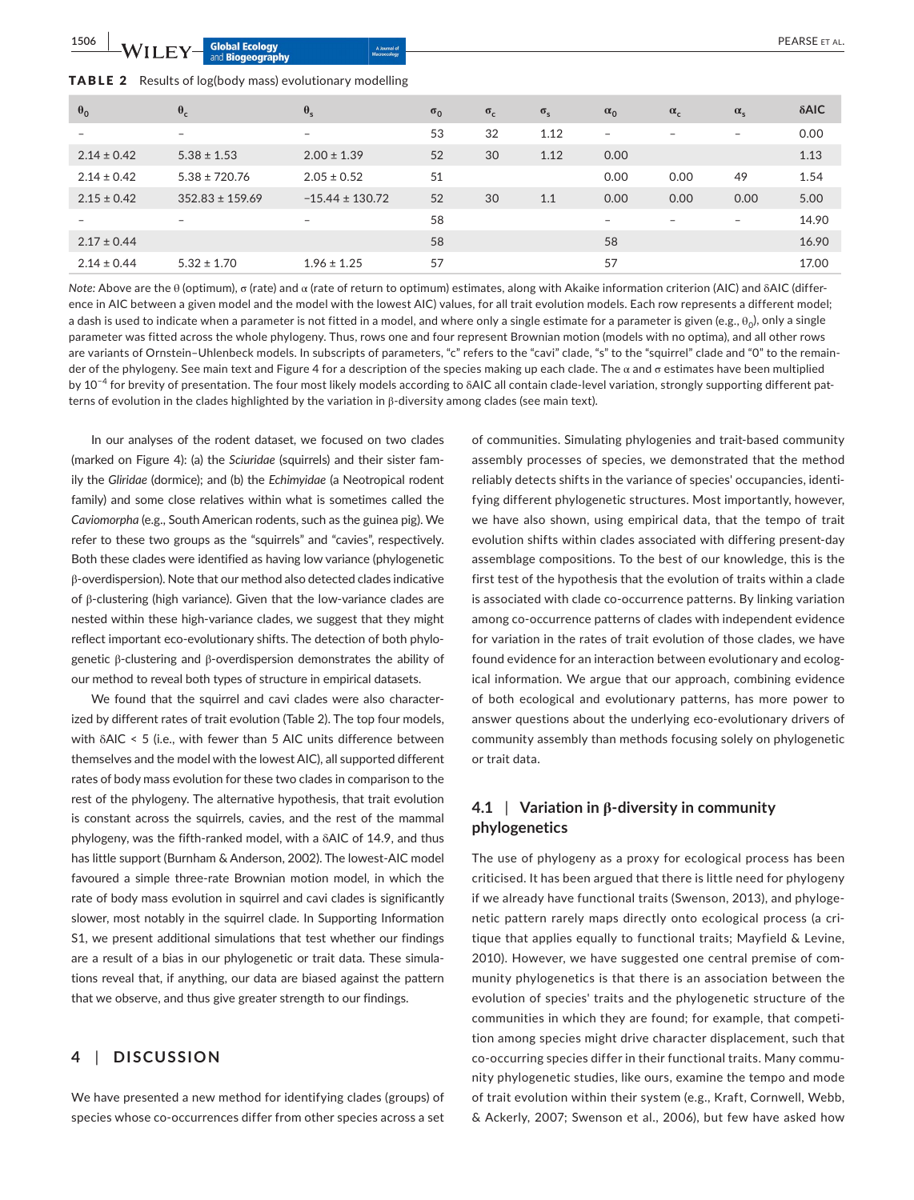**TABLE 2** Results of log(body mass) evolutionary modelling

| $\theta_0$ | $\theta_c$ | $\theta_s$ | $\sigma_0$ | $\sigma_c$ | $\sigma_s$ | $\alpha_0$ | $\alpha_c$ | $\alpha_s$ | δAIC |
|---|---|---|---|---|---|---|---|---|---|
| – | – | – | 53 | 32 | 1.12 | – | – | – | 0.00 |
| 2.14 ± 0.42 | 5.38 ± 1.53 | 2.00 ± 1.39 | 52 | 30 | 1.12 | 0.00 | | | 1.13 |
| 2.14 ± 0.42 | 5.38 ± 720.76 | 2.05 ± 0.52 | 51 | | | 0.00 | 0.00 | 49 | 1.54 |
| 2.15 ± 0.42 | 352.83 ± 159.69 | −15.44 ± 130.72 | 52 | 30 | 1.1 | 0.00 | 0.00 | 0.00 | 5.00 |
| – | – | – | 58 | | | – | – | – | 14.90 |
| 2.17 ± 0.44 | | | 58 | | | 58 | | | 16.90 |
| 2.14 ± 0.44 | 5.32 ± 1.70 | 1.96 ± 1.25 | 57 | | | 57 | | | 17.00 |

*Note:* Above are the θ (optimum), σ (rate) and α (rate of return to optimum) estimates, along with Akaike information criterion (AIC) and δAIC (difference in AIC between a given model and the model with the lowest AIC) values, for all trait evolution models. Each row represents a different model; a dash is used to indicate when a parameter is not fitted in a model, and where only a single estimate for a parameter is given (e.g., $\theta_0$), only a single parameter was fitted across the whole phylogeny. Thus, rows one and four represent Brownian motion (models with no optima), and all other rows are variants of Ornstein–Uhlenbeck models. In subscripts of parameters, "c" refers to the "cavi" clade, "s" to the "squirrel" clade and "0" to the remainder of the phylogeny. See main text and Figure 4 for a description of the species making up each clade. The α and σ estimates have been multiplied by $10^{-4}$ for brevity of presentation. The four most likely models according to δAIC all contain clade-level variation, strongly supporting different patterns of evolution in the clades highlighted by the variation in β-diversity among clades (see main text).

In our analyses of the rodent dataset, we focused on two clades (marked on Figure 4): (a) the *Sciuridae* (squirrels) and their sister family the *Gliridae* (dormice); and (b) the *Echimyidae* (a Neotropical rodent family) and some close relatives within what is sometimes called the *Caviomorpha* (e.g., South American rodents, such as the guinea pig). We refer to these two groups as the "squirrels" and "cavies", respectively. Both these clades were identified as having low variance (phylogenetic β-overdispersion). Note that our method also detected clades indicative of β-clustering (high variance). Given that the low-variance clades are nested within these high-variance clades, we suggest that they might reflect important eco-evolutionary shifts. The detection of both phylogenetic β-clustering and β-overdispersion demonstrates the ability of our method to reveal both types of structure in empirical datasets.

We found that the squirrel and cavi clades were also characterized by different rates of trait evolution (Table 2). The top four models, with δAIC < 5 (i.e., with fewer than 5 AIC units difference between themselves and the model with the lowest AIC), all supported different rates of body mass evolution for these two clades in comparison to the rest of the phylogeny. The alternative hypothesis, that trait evolution is constant across the squirrels, cavies, and the rest of the mammal phylogeny, was the fifth-ranked model, with a δAIC of 14.9, and thus has little support (Burnham & Anderson, 2002). The lowest-AIC model favoured a simple three-rate Brownian motion model, in which the rate of body mass evolution in squirrel and cavi clades is significantly slower, most notably in the squirrel clade. In Supporting Information S1, we present additional simulations that test whether our findings are a result of a bias in our phylogenetic or trait data. These simulations reveal that, if anything, our data are biased against the pattern that we observe, and thus give greater strength to our findings.

## 4 | DISCUSSION

We have presented a new method for identifying clades (groups) of species whose co-occurrences differ from other species across a set of communities. Simulating phylogenies and trait-based community assembly processes of species, we demonstrated that the method reliably detects shifts in the variance of species' occupancies, identifying different phylogenetic structures. Most importantly, however, we have also shown, using empirical data, that the tempo of trait evolution shifts within clades associated with differing present-day assemblage compositions. To the best of our knowledge, this is the first test of the hypothesis that the evolution of traits within a clade is associated with clade co-occurrence patterns. By linking variation among co-occurrence patterns of clades with independent evidence for variation in the rates of trait evolution of those clades, we have found evidence for an interaction between evolutionary and ecological information. We argue that our approach, combining evidence of both ecological and evolutionary patterns, has more power to answer questions about the underlying eco-evolutionary drivers of community assembly than methods focusing solely on phylogenetic or trait data.

### 4.1 | Variation in β-diversity in community phylogenetics

The use of phylogeny as a proxy for ecological process has been criticised. It has been argued that there is little need for phylogeny if we already have functional traits (Swenson, 2013), and phylogenetic pattern rarely maps directly onto ecological process (a critique that applies equally to functional traits; Mayfield & Levine, 2010). However, we have suggested one central premise of community phylogenetics is that there is an association between the evolution of species' traits and the phylogenetic structure of the communities in which they are found; for example, that competition among species might drive character displacement, such that co-occurring species differ in their functional traits. Many community phylogenetic studies, like ours, examine the tempo and mode of trait evolution within their system (e.g., Kraft, Cornwell, Webb, & Ackerly, 2007; Swenson et al., 2006), but few have asked how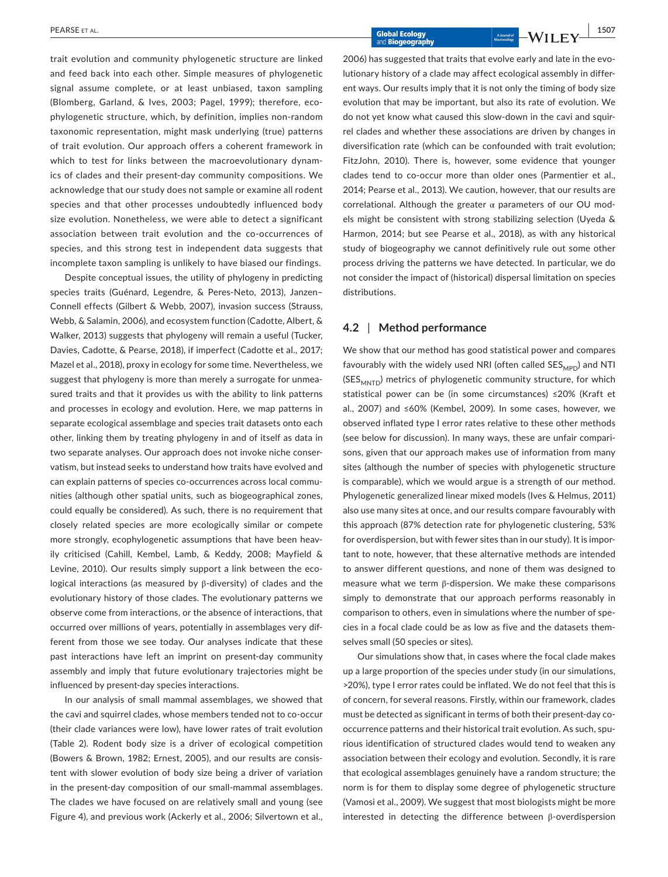trait evolution and community phylogenetic structure are linked and feed back into each other. Simple measures of phylogenetic signal assume complete, or at least unbiased, taxon sampling (Blomberg, Garland, & Ives, 2003; Pagel, 1999); therefore, ecophylogenetic structure, which, by definition, implies non-random taxonomic representation, might mask underlying (true) patterns of trait evolution. Our approach offers a coherent framework in which to test for links between the macroevolutionary dynamics of clades and their present-day community compositions. We acknowledge that our study does not sample or examine all rodent species and that other processes undoubtedly influenced body size evolution. Nonetheless, we were able to detect a significant association between trait evolution and the co-occurrences of species, and this strong test in independent data suggests that incomplete taxon sampling is unlikely to have biased our findings.

Despite conceptual issues, the utility of phylogeny in predicting species traits (Guénard, Legendre, & Peres-Neto, 2013), Janzen–Connell effects (Gilbert & Webb, 2007), invasion success (Strauss, Webb, & Salamin, 2006), and ecosystem function (Cadotte, Albert, & Walker, 2013) suggests that phylogeny will remain a useful (Tucker, Davies, Cadotte, & Pearse, 2018), if imperfect (Cadotte et al., 2017; Mazel et al., 2018), proxy in ecology for some time. Nevertheless, we suggest that phylogeny is more than merely a surrogate for unmeasured traits and that it provides us with the ability to link patterns and processes in ecology and evolution. Here, we map patterns in separate ecological assemblage and species trait datasets onto each other, linking them by treating phylogeny in and of itself as data in two separate analyses. Our approach does not invoke niche conservatism, but instead seeks to understand how traits have evolved and can explain patterns of species co-occurrences across local communities (although other spatial units, such as biogeographical zones, could equally be considered). As such, there is no requirement that closely related species are more ecologically similar or compete more strongly, ecophylogenetic assumptions that have been heavily criticised (Cahill, Kembel, Lamb, & Keddy, 2008; Mayfield & Levine, 2010). Our results simply support a link between the ecological interactions (as measured by β-diversity) of clades and the evolutionary history of those clades. The evolutionary patterns we observe come from interactions, or the absence of interactions, that occurred over millions of years, potentially in assemblages very different from those we see today. Our analyses indicate that these past interactions have left an imprint on present-day community assembly and imply that future evolutionary trajectories might be influenced by present-day species interactions.

In our analysis of small mammal assemblages, we showed that the cavi and squirrel clades, whose members tended not to co-occur (their clade variances were low), have lower rates of trait evolution (Table 2). Rodent body size is a driver of ecological competition (Bowers & Brown, 1982; Ernest, 2005), and our results are consistent with slower evolution of body size being a driver of variation in the present-day composition of our small-mammal assemblages. The clades we have focused on are relatively small and young (see Figure 4), and previous work (Ackerly et al., 2006; Silvertown et al., 2006) has suggested that traits that evolve early and late in the evolutionary history of a clade may affect ecological assembly in different ways. Our results imply that it is not only the timing of body size evolution that may be important, but also its rate of evolution. We do not yet know what caused this slow-down in the cavi and squirrel clades and whether these associations are driven by changes in diversification rate (which can be confounded with trait evolution; FitzJohn, 2010). There is, however, some evidence that younger clades tend to co-occur more than older ones (Parmentier et al., 2014; Pearse et al., 2013). We caution, however, that our results are correlational. Although the greater α parameters of our OU models might be consistent with strong stabilizing selection (Uyeda & Harmon, 2014; but see Pearse et al., 2018), as with any historical study of biogeography we cannot definitively rule out some other process driving the patterns we have detected. In particular, we do not consider the impact of (historical) dispersal limitation on species distributions.

## 4.2 | Method performance

We show that our method has good statistical power and compares favourably with the widely used NRI (often called $SES_{MPD}$) and NTI ($SES_{MNTD}$) metrics of phylogenetic community structure, for which statistical power can be (in some circumstances) ≤20% (Kraft et al., 2007) and ≤60% (Kembel, 2009). In some cases, however, we observed inflated type I error rates relative to these other methods (see below for discussion). In many ways, these are unfair comparisons, given that our approach makes use of information from many sites (although the number of species with phylogenetic structure is comparable), which we would argue is a strength of our method. Phylogenetic generalized linear mixed models (Ives & Helmus, 2011) also use many sites at once, and our results compare favourably with this approach (87% detection rate for phylogenetic clustering, 53% for overdispersion, but with fewer sites than in our study). It is important to note, however, that these alternative methods are intended to answer different questions, and none of them was designed to measure what we term β-dispersion. We make these comparisons simply to demonstrate that our approach performs reasonably in comparison to others, even in simulations where the number of species in a focal clade could be as low as five and the datasets themselves small (50 species or sites).

Our simulations show that, in cases where the focal clade makes up a large proportion of the species under study (in our simulations, >20%), type I error rates could be inflated. We do not feel that this is of concern, for several reasons. Firstly, within our framework, clades must be detected as significant in terms of both their present-day co-occurrence patterns and their historical trait evolution. As such, spurious identification of structured clades would tend to weaken any association between their ecology and evolution. Secondly, it is rare that ecological assemblages genuinely have a random structure; the norm is for them to display some degree of phylogenetic structure (Vamosi et al., 2009). We suggest that most biologists might be more interested in detecting the difference between β-overdispersion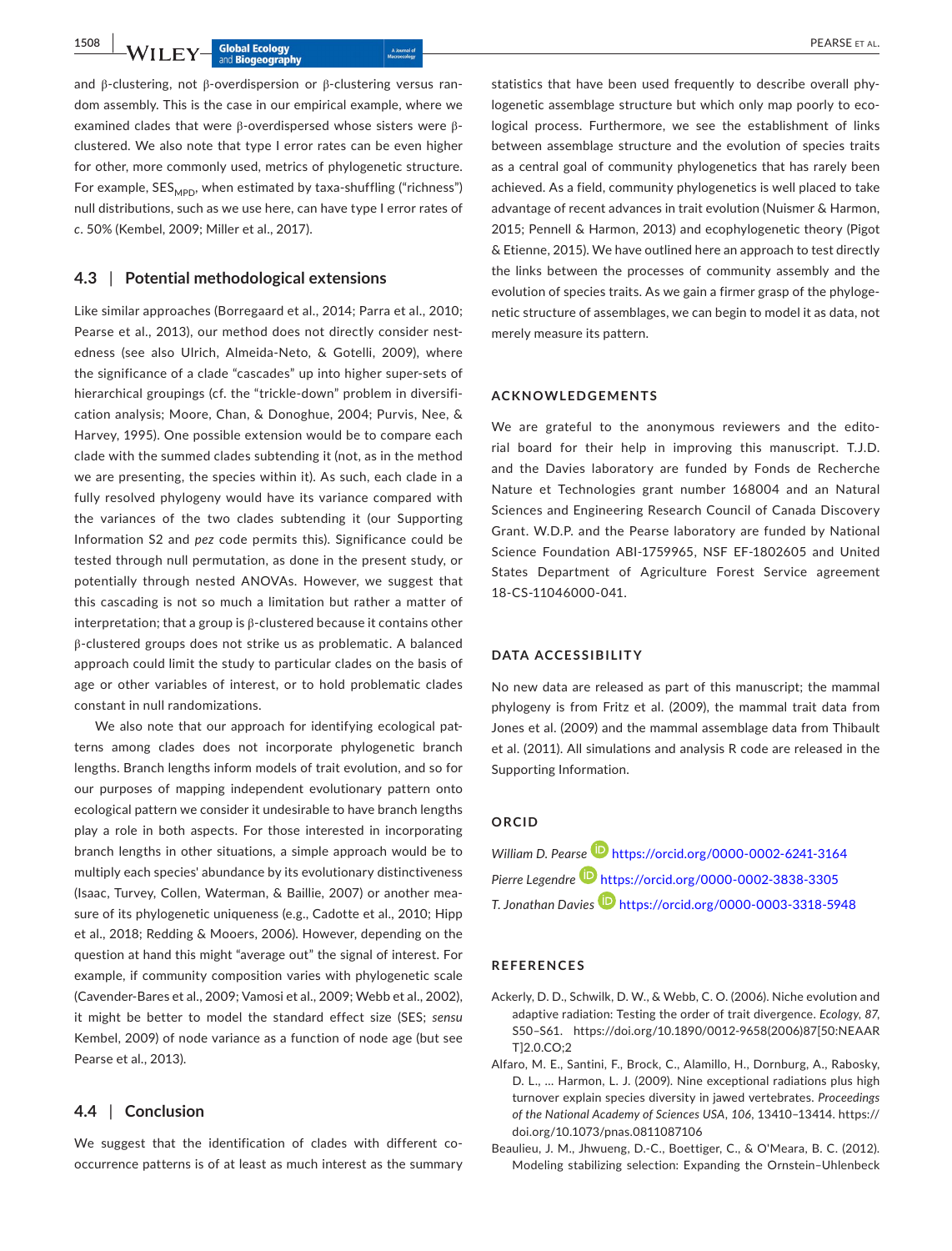and β-clustering, not β-overdispersion or β-clustering versus random assembly. This is the case in our empirical example, where we examined clades that were β-overdispersed whose sisters were β-clustered. We also note that type I error rates can be even higher for other, more commonly used, metrics of phylogenetic structure. For example, $SES_{MPD}$, when estimated by taxa-shuffling ("richness") null distributions, such as we use here, can have type I error rates of *c*. 50% (Kembel, 2009; Miller et al., 2017).

### 4.3 | Potential methodological extensions

Like similar approaches (Borregaard et al., 2014; Parra et al., 2010; Pearse et al., 2013), our method does not directly consider nestedness (see also Ulrich, Almeida-Neto, & Gotelli, 2009), where the significance of a clade "cascades" up into higher super-sets of hierarchical groupings (cf. the "trickle-down" problem in diversification analysis; Moore, Chan, & Donoghue, 2004; Purvis, Nee, & Harvey, 1995). One possible extension would be to compare each clade with the summed clades subtending it (not, as in the method we are presenting, the species within it). As such, each clade in a fully resolved phylogeny would have its variance compared with the variances of the two clades subtending it (our Supporting Information S2 and *pez* code permits this). Significance could be tested through null permutation, as done in the present study, or potentially through nested ANOVAs. However, we suggest that this cascading is not so much a limitation but rather a matter of interpretation; that a group is β-clustered because it contains other β-clustered groups does not strike us as problematic. A balanced approach could limit the study to particular clades on the basis of age or other variables of interest, or to hold problematic clades constant in null randomizations.

We also note that our approach for identifying ecological patterns among clades does not incorporate phylogenetic branch lengths. Branch lengths inform models of trait evolution, and so for our purposes of mapping independent evolutionary pattern onto ecological pattern we consider it undesirable to have branch lengths play a role in both aspects. For those interested in incorporating branch lengths in other situations, a simple approach would be to multiply each species' abundance by its evolutionary distinctiveness (Isaac, Turvey, Collen, Waterman, & Baillie, 2007) or another measure of its phylogenetic uniqueness (e.g., Cadotte et al., 2010; Hipp et al., 2018; Redding & Mooers, 2006). However, depending on the question at hand this might "average out" the signal of interest. For example, if community composition varies with phylogenetic scale (Cavender-Bares et al., 2009; Vamosi et al., 2009; Webb et al., 2002), it might be better to model the standard effect size (SES; *sensu* Kembel, 2009) of node variance as a function of node age (but see Pearse et al., 2013).

### 4.4 | Conclusion

We suggest that the identification of clades with different co-occurrence patterns is of at least as much interest as the summary statistics that have been used frequently to describe overall phylogenetic assemblage structure but which only map poorly to ecological process. Furthermore, we see the establishment of links between assemblage structure and the evolution of species traits as a central goal of community phylogenetics that has rarely been achieved. As a field, community phylogenetics is well placed to take advantage of recent advances in trait evolution (Nuismer & Harmon, 2015; Pennell & Harmon, 2013) and ecophylogenetic theory (Pigot & Etienne, 2015). We have outlined here an approach to test directly the links between the processes of community assembly and the evolution of species traits. As we gain a firmer grasp of the phylogenetic structure of assemblages, we can begin to model it as data, not merely measure its pattern.

## ACKNOWLEDGEMENTS

We are grateful to the anonymous reviewers and the editorial board for their help in improving this manuscript. T.J.D. and the Davies laboratory are funded by Fonds de Recherche Nature et Technologies grant number 168004 and an Natural Sciences and Engineering Research Council of Canada Discovery Grant. W.D.P. and the Pearse laboratory are funded by National Science Foundation ABI-1759965, NSF EF-1802605 and United States Department of Agriculture Forest Service agreement 18-CS-11046000-041.

## DATA ACCESSIBILITY

No new data are released as part of this manuscript; the mammal phylogeny is from Fritz et al. (2009), the mammal trait data from Jones et al. (2009) and the mammal assemblage data from Thibault et al. (2011). All simulations and analysis R code are released in the Supporting Information.

## ORCID

*William D. Pearse* https://orcid.org/0000-0002-6241-3164
*Pierre Legendre* https://orcid.org/0000-0002-3838-3305
*T. Jonathan Davies* https://orcid.org/0000-0003-3318-5948

## REFERENCES

Ackerly, D. D., Schwilk, D. W., & Webb, C. O. (2006). Niche evolution and adaptive radiation: Testing the order of trait divergence. *Ecology*, *87*, S50–S61. https://doi.org/10.1890/0012-9658(2006)87[50:NEAART]2.0.CO;2

Alfaro, M. E., Santini, F., Brock, C., Alamillo, H., Dornburg, A., Rabosky, D. L., … Harmon, L. J. (2009). Nine exceptional radiations plus high turnover explain species diversity in jawed vertebrates. *Proceedings of the National Academy of Sciences USA*, *106*, 13410–13414. https://doi.org/10.1073/pnas.0811087106

Beaulieu, J. M., Jhwueng, D.-C., Boettiger, C., & O'Meara, B. C. (2012). Modeling stabilizing selection: Expanding the Ornstein–Uhlenbeck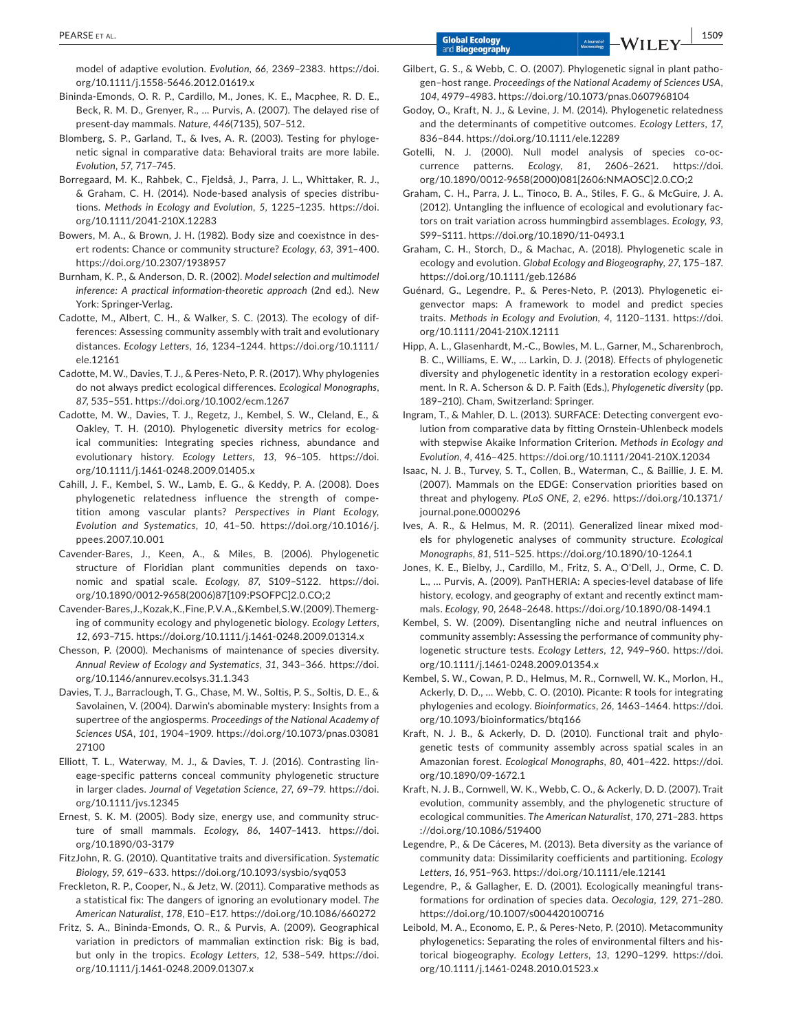model of adaptive evolution. *Evolution*, *66*, 2369–2383. https://doi.org/10.1111/j.1558-5646.2012.01619.x

Bininda-Emonds, O. R. P., Cardillo, M., Jones, K. E., Macphee, R. D. E., Beck, R. M. D., Grenyer, R., … Purvis, A. (2007). The delayed rise of present-day mammals. *Nature*, *446*(7135), 507–512.

Blomberg, S. P., Garland, T., & Ives, A. R. (2003). Testing for phylogenetic signal in comparative data: Behavioral traits are more labile. *Evolution*, *57*, 717–745.

Borregaard, M. K., Rahbek, C., Fjeldså, J., Parra, J. L., Whittaker, R. J., & Graham, C. H. (2014). Node-based analysis of species distributions. *Methods in Ecology and Evolution*, *5*, 1225–1235. https://doi.org/10.1111/2041-210X.12283

Bowers, M. A., & Brown, J. H. (1982). Body size and coexistnce in desert rodents: Chance or community structure? *Ecology*, *63*, 391–400. https://doi.org/10.2307/1938957

Burnham, K. P., & Anderson, D. R. (2002). *Model selection and multimodel inference: A practical information-theoretic approach* (2nd ed.). New York: Springer-Verlag.

Cadotte, M., Albert, C. H., & Walker, S. C. (2013). The ecology of differences: Assessing community assembly with trait and evolutionary distances. *Ecology Letters*, *16*, 1234–1244. https://doi.org/10.1111/ele.12161

Cadotte, M. W., Davies, T. J., & Peres-Neto, P. R. (2017). Why phylogenies do not always predict ecological differences. *Ecological Monographs*, *87*, 535–551. https://doi.org/10.1002/ecm.1267

Cadotte, M. W., Davies, T. J., Regetz, J., Kembel, S. W., Cleland, E., & Oakley, T. H. (2010). Phylogenetic diversity metrics for ecological communities: Integrating species richness, abundance and evolutionary history. *Ecology Letters*, *13*, 96–105. https://doi.org/10.1111/j.1461-0248.2009.01405.x

Cahill, J. F., Kembel, S. W., Lamb, E. G., & Keddy, P. A. (2008). Does phylogenetic relatedness influence the strength of competition among vascular plants? *Perspectives in Plant Ecology, Evolution and Systematics*, *10*, 41–50. https://doi.org/10.1016/j.ppees.2007.10.001

Cavender-Bares, J., Keen, A., & Miles, B. (2006). Phylogenetic structure of Floridian plant communities depends on taxonomic and spatial scale. *Ecology*, *87*, S109–S122. https://doi.org/10.1890/0012-9658(2006)87[109:PSOFPC]2.0.CO;2

Cavender-Bares, J., Kozak, K., Fine, P. V. A., & Kembel, S. W. (2009). The merging of community ecology and phylogenetic biology. *Ecology Letters*, *12*, 693–715. https://doi.org/10.1111/j.1461-0248.2009.01314.x

Chesson, P. (2000). Mechanisms of maintenance of species diversity. *Annual Review of Ecology and Systematics*, *31*, 343–366. https://doi.org/10.1146/annurev.ecolsys.31.1.343

Davies, T. J., Barraclough, T. G., Chase, M. W., Soltis, P. S., Soltis, D. E., & Savolainen, V. (2004). Darwin's abominable mystery: Insights from a supertree of the angiosperms. *Proceedings of the National Academy of Sciences USA*, *101*, 1904–1909. https://doi.org/10.1073/pnas.0308127100

Elliott, T. L., Waterway, M. J., & Davies, T. J. (2016). Contrasting lineage-specific patterns conceal community phylogenetic structure in larger clades. *Journal of Vegetation Science*, *27*, 69–79. https://doi.org/10.1111/jvs.12345

Ernest, S. K. M. (2005). Body size, energy use, and community structure of small mammals. *Ecology*, *86*, 1407–1413. https://doi.org/10.1890/03-3179

FitzJohn, R. G. (2010). Quantitative traits and diversification. *Systematic Biology*, *59*, 619–633. https://doi.org/10.1093/sysbio/syq053

Freckleton, R. P., Cooper, N., & Jetz, W. (2011). Comparative methods as a statistical fix: The dangers of ignoring an evolutionary model. *The American Naturalist*, *178*, E10–E17. https://doi.org/10.1086/660272

Fritz, S. A., Bininda-Emonds, O. R., & Purvis, A. (2009). Geographical variation in predictors of mammalian extinction risk: Big is bad, but only in the tropics. *Ecology Letters*, *12*, 538–549. https://doi.org/10.1111/j.1461-0248.2009.01307.x

Gilbert, G. S., & Webb, C. O. (2007). Phylogenetic signal in plant pathogen–host range. *Proceedings of the National Academy of Sciences USA*, *104*, 4979–4983. https://doi.org/10.1073/pnas.0607968104

Godoy, O., Kraft, N. J., & Levine, J. M. (2014). Phylogenetic relatedness and the determinants of competitive outcomes. *Ecology Letters*, *17*, 836–844. https://doi.org/10.1111/ele.12289

Gotelli, N. J. (2000). Null model analysis of species co-occurrence patterns. *Ecology*, *81*, 2606–2621. https://doi.org/10.1890/0012-9658(2000)081[2606:NMAOSC]2.0.CO;2

Graham, C. H., Parra, J. L., Tinoco, B. A., Stiles, F. G., & McGuire, J. A. (2012). Untangling the influence of ecological and evolutionary factors on trait variation across hummingbird assemblages. *Ecology*, *93*, S99–S111. https://doi.org/10.1890/11-0493.1

Graham, C. H., Storch, D., & Machac, A. (2018). Phylogenetic scale in ecology and evolution. *Global Ecology and Biogeography*, *27*, 175–187. https://doi.org/10.1111/geb.12686

Guénard, G., Legendre, P., & Peres-Neto, P. (2013). Phylogenetic eigenvector maps: A framework to model and predict species traits. *Methods in Ecology and Evolution*, *4*, 1120–1131. https://doi.org/10.1111/2041-210X.12111

Hipp, A. L., Glasenhardt, M.-C., Bowles, M. L., Garner, M., Scharenbroch, B. C., Williams, E. W., … Larkin, D. J. (2018). Effects of phylogenetic diversity and phylogenetic identity in a restoration ecology experiment. In R. A. Scherson & D. P. Faith (Eds.), *Phylogenetic diversity* (pp. 189–210). Cham, Switzerland: Springer.

Ingram, T., & Mahler, D. L. (2013). SURFACE: Detecting convergent evolution from comparative data by fitting Ornstein-Uhlenbeck models with stepwise Akaike Information Criterion. *Methods in Ecology and Evolution*, *4*, 416–425. https://doi.org/10.1111/2041-210X.12034

Isaac, N. J. B., Turvey, S. T., Collen, B., Waterman, C., & Baillie, J. E. M. (2007). Mammals on the EDGE: Conservation priorities based on threat and phylogeny. *PLoS ONE*, *2*, e296. https://doi.org/10.1371/journal.pone.0000296

Ives, A. R., & Helmus, M. R. (2011). Generalized linear mixed models for phylogenetic analyses of community structure. *Ecological Monographs*, *81*, 511–525. https://doi.org/10.1890/10-1264.1

Jones, K. E., Bielby, J., Cardillo, M., Fritz, S. A., O'Dell, J., Orme, C. D. L., … Purvis, A. (2009). PanTHERIA: A species-level database of life history, ecology, and geography of extant and recently extinct mammals. *Ecology*, *90*, 2648–2648. https://doi.org/10.1890/08-1494.1

Kembel, S. W. (2009). Disentangling niche and neutral influences on community assembly: Assessing the performance of community phylogenetic structure tests. *Ecology Letters*, *12*, 949–960. https://doi.org/10.1111/j.1461-0248.2009.01354.x

Kembel, S. W., Cowan, P. D., Helmus, M. R., Cornwell, W. K., Morlon, H., Ackerly, D. D., … Webb, C. O. (2010). Picante: R tools for integrating phylogenies and ecology. *Bioinformatics*, *26*, 1463–1464. https://doi.org/10.1093/bioinformatics/btq166

Kraft, N. J. B., & Ackerly, D. D. (2010). Functional trait and phylogenetic tests of community assembly across spatial scales in an Amazonian forest. *Ecological Monographs*, *80*, 401–422. https://doi.org/10.1890/09-1672.1

Kraft, N. J. B., Cornwell, W. K., Webb, C. O., & Ackerly, D. D. (2007). Trait evolution, community assembly, and the phylogenetic structure of ecological communities. *The American Naturalist*, *170*, 271–283. https://doi.org/10.1086/519400

Legendre, P., & De Cáceres, M. (2013). Beta diversity as the variance of community data: Dissimilarity coefficients and partitioning. *Ecology Letters*, *16*, 951–963. https://doi.org/10.1111/ele.12141

Legendre, P., & Gallagher, E. D. (2001). Ecologically meaningful transformations for ordination of species data. *Oecologia*, *129*, 271–280. https://doi.org/10.1007/s004420100716

Leibold, M. A., Economo, E. P., & Peres-Neto, P. (2010). Metacommunity phylogenetics: Separating the roles of environmental filters and historical biogeography. *Ecology Letters*, *13*, 1290–1299. https://doi.org/10.1111/j.1461-0248.2010.01523.x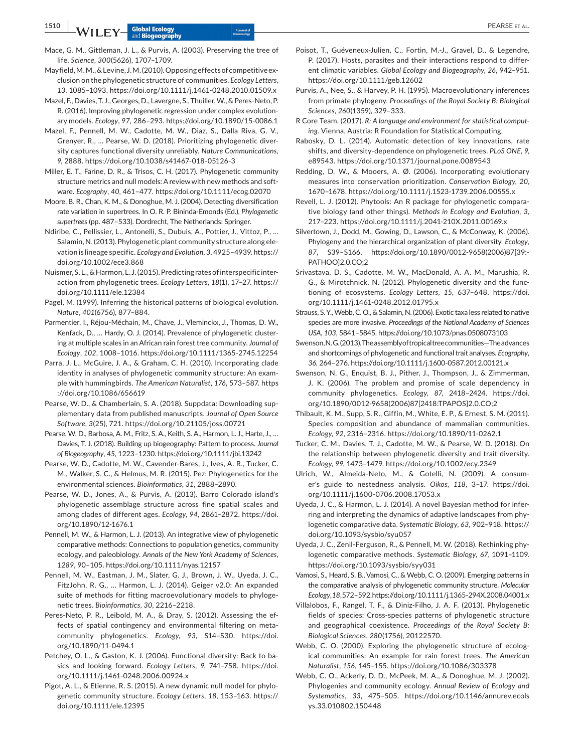Mace, G. M., Gittleman, J. L., & Purvis, A. (2003). Preserving the tree of life. *Science*, *300*(5626), 1707–1709.

Mayfield, M. M., & Levine, J. M. (2010). Opposing effects of competitive exclusion on the phylogenetic structure of communities. *Ecology Letters*, *13*, 1085–1093. https://doi.org/10.1111/j.1461-0248.2010.01509.x

Mazel, F., Davies, T. J., Georges, D., Lavergne, S., Thuiller, W., & Peres-Neto, P. R. (2016). Improving phylogenetic regression under complex evolutionary models. *Ecology*, *97*, 286–293. https://doi.org/10.1890/15-0086.1

Mazel, F., Pennell, M. W., Cadotte, M. W., Diaz, S., Dalla Riva, G. V., Grenyer, R., … Pearse, W. D. (2018). Prioritizing phylogenetic diversity captures functional diversity unreliably. *Nature Communications*, *9*, 2888. https://doi.org/10.1038/s41467-018-05126-3

Miller, E. T., Farine, D. R., & Trisos, C. H. (2017). Phylogenetic community structure metrics and null models: A review with new methods and software. *Ecography*, *40*, 461–477. https://doi.org/10.1111/ecog.02070

Moore, B. R., Chan, K. M., & Donoghue, M. J. (2004). Detecting diversification rate variation in supertrees. In O. R. P. Bininda-Emonds (Ed.), *Phylogenetic supertrees* (pp. 487–533). Dordrecht, The Netherlands: Springer.

Ndiribe, C., Pellissier, L., Antonelli, S., Dubuis, A., Pottier, J., Vittoz, P., … Salamin, N. (2013). Phylogenetic plant community structure along elevation is lineage specific. *Ecology and Evolution*, *3*, 4925–4939. https://doi.org/10.1002/ece3.868

Nuismer, S. L., & Harmon, L. J. (2015). Predicting rates of interspecific interaction from phylogenetic trees. *Ecology Letters*, *18*(1), 17–27. https://doi.org/10.1111/ele.12384

Pagel, M. (1999). Inferring the historical patterns of biological evolution. *Nature*, *401*(6756), 877–884.

Parmentier, I., Réjou-Méchain, M., Chave, J., Vleminckx, J., Thomas, D. W., Kenfack, D., … Hardy, O. J. (2014). Prevalence of phylogenetic clustering at multiple scales in an African rain forest tree community. *Journal of Ecology*, *102*, 1008–1016. https://doi.org/10.1111/1365-2745.12254

Parra, J. L., McGuire, J. A., & Graham, C. H. (2010). Incorporating clade identity in analyses of phylogenetic community structure: An example with hummingbirds. *The American Naturalist*, *176*, 573–587. https://doi.org/10.1086/656619

Pearse, W. D., & Chamberlain, S. A. (2018). Suppdata: Downloading supplementary data from published manuscripts. *Journal of Open Source Software*, *3*(25), 721. https://doi.org/10.21105/joss.00721

Pearse, W. D., Barbosa, A. M., Fritz, S. A., Keith, S. A., Harmon, L. J., Harte, J., … Davies, T. J. (2018). Building up biogeography: Pattern to process. *Journal of Biogeography*, *45*, 1223–1230. https://doi.org/10.1111/jbi.13242

Pearse, W. D., Cadotte, M. W., Cavender-Bares, J., Ives, A. R., Tucker, C. M., Walker, S. C., & Helmus, M. R. (2015). Pez: Phylogenetics for the environmental sciences. *Bioinformatics*, *31*, 2888–2890.

Pearse, W. D., Jones, A., & Purvis, A. (2013). Barro Colorado island's phylogenetic assemblage structure across fine spatial scales and among clades of different ages. *Ecology*, *94*, 2861–2872. https://doi.org/10.1890/12-1676.1

Pennell, M. W., & Harmon, L. J. (2013). An integrative view of phylogenetic comparative methods: Connections to population genetics, community ecology, and paleobiology. *Annals of the New York Academy of Sciences*, *1289*, 90–105. https://doi.org/10.1111/nyas.12157

Pennell, M. W., Eastman, J. M., Slater, G. J., Brown, J. W., Uyeda, J. C., FitzJohn, R. G., … Harmon, L. J. (2014). Geiger v2.0: An expanded suite of methods for fitting macroevolutionary models to phylogenetic trees. *Bioinformatics*, *30*, 2216–2218.

Peres-Neto, P. R., Leibold, M. A., & Dray, S. (2012). Assessing the effects of spatial contingency and environmental filtering on metacommunity phylogenetics. *Ecology*, *93*, S14–S30. https://doi.org/10.1890/11-0494.1

Petchey, O. L., & Gaston, K. J. (2006). Functional diversity: Back to basics and looking forward. *Ecology Letters*, *9*, 741–758. https://doi.org/10.1111/j.1461-0248.2006.00924.x

Pigot, A. L., & Etienne, R. S. (2015). A new dynamic null model for phylogenetic community structure. *Ecology Letters*, *18*, 153–163. https://doi.org/10.1111/ele.12395

Poisot, T., Guéveneux-Julien, C., Fortin, M.-J., Gravel, D., & Legendre, P. (2017). Hosts, parasites and their interactions respond to different climatic variables. *Global Ecology and Biogeography*, *26*, 942–951. https://doi.org/10.1111/geb.12602

Purvis, A., Nee, S., & Harvey, P. H. (1995). Macroevolutionary inferences from primate phylogeny. *Proceedings of the Royal Society B: Biological Sciences*, *260*(1359), 329–333.

R Core Team. (2017). *R: A language and environment for statistical computing*. Vienna, Austria: R Foundation for Statistical Computing.

Rabosky, D. L. (2014). Automatic detection of key innovations, rate shifts, and diversity-dependence on phylogenetic trees. *PLoS ONE*, *9*, e89543. https://doi.org/10.1371/journal.pone.0089543

Redding, D. W., & Mooers, A. Ø. (2006). Incorporating evolutionary measures into conservation prioritization. *Conservation Biology*, *20*, 1670–1678. https://doi.org/10.1111/j.1523-1739.2006.00555.x

Revell, L. J. (2012). Phytools: An R package for phylogenetic comparative biology (and other things). *Methods in Ecology and Evolution*, *3*, 217–223. https://doi.org/10.1111/j.2041-210X.2011.00169.x

Silvertown, J., Dodd, M., Gowing, D., Lawson, C., & McConway, K. (2006). Phylogeny and the hierarchical organization of plant diversity. *Ecology*, *87*, S39–S166. https://doi.org/10.1890/0012-9658(2006)87[39:PATHOO]2.0.CO;2

Srivastava, D. S., Cadotte, M. W., MacDonald, A. A. M., Marushia, R. G., & Mirotchnick, N. (2012). Phylogenetic diversity and the functioning of ecosystems. *Ecology Letters*, *15*, 637–648. https://doi.org/10.1111/j.1461-0248.2012.01795.x

Strauss, S. Y., Webb, C. O., & Salamin, N. (2006). Exotic taxa less related to native species are more invasive. *Proceedings of the National Academy of Sciences USA*, *103*, 5841–5845. https://doi.org/10.1073/pnas.0508073103

Swenson, N. G. (2013). The assembly of tropical tree communities—The advances and shortcomings of phylogenetic and functional trait analyses. *Ecography*, *36*, 264–276. https://doi.org/10.1111/j.1600-0587.2012.00121.x

Swenson, N. G., Enquist, B. J., Pither, J., Thompson, J., & Zimmerman, J. K. (2006). The problem and promise of scale dependency in community phylogenetics. *Ecology*, *87*, 2418–2424. https://doi.org/10.1890/0012-9658(2006)87[2418:TPAPOS]2.0.CO;2

Thibault, K. M., Supp, S. R., Giffin, M., White, E. P., & Ernest, S. M. (2011). Species composition and abundance of mammalian communities. *Ecology*, *92*, 2316–2316. https://doi.org/10.1890/11-0262.1

Tucker, C. M., Davies, T. J., Cadotte, M. W., & Pearse, W. D. (2018). On the relationship between phylogenetic diversity and trait diversity. *Ecology*, *99*, 1473–1479. https://doi.org/10.1002/ecy.2349

Ulrich, W., Almeida-Neto, M., & Gotelli, N. (2009). A consumer's guide to nestedness analysis. *Oikos*, *118*, 3–17. https://doi.org/10.1111/j.1600-0706.2008.17053.x

Uyeda, J. C., & Harmon, L. J. (2014). A novel Bayesian method for inferring and interpreting the dynamics of adaptive landscapes from phylogenetic comparative data. *Systematic Biology*, *63*, 902–918. https://doi.org/10.1093/sysbio/syu057

Uyeda, J. C., Zenil-Ferguson, R., & Pennell, M. W. (2018). Rethinking phylogenetic comparative methods. *Systematic Biology*, *67*, 1091–1109. https://doi.org/10.1093/sysbio/syy031

Vamosi, S. M., Heard, S. B., Vamosi, C., & Webb, C. O. (2009). Emerging patterns in the comparative analysis of phylogenetic community structure. *Molecular Ecology*, *18*, 572–592. https://doi.org/10.1111/j.1365-294X.2008.04001.x

Villalobos, F., Rangel, T. F., & Diniz-Filho, J. A. F. (2013). Phylogenetic fields of species: Cross-species patterns of phylogenetic structure and geographical coexistence. *Proceedings of the Royal Society B: Biological Sciences*, *280*(1756), 20122570.

Webb, C. O. (2000). Exploring the phylogenetic structure of ecological communities: An example for rain forest trees. *The American Naturalist*, *156*, 145–155. https://doi.org/10.1086/303378

Webb, C. O., Ackerly, D. D., McPeek, M. A., & Donoghue, M. J. (2002). Phylogenies and community ecology. *Annual Review of Ecology and Systematics*, *33*, 475–505. https://doi.org/10.1146/annurev.ecolsys.33.010802.150448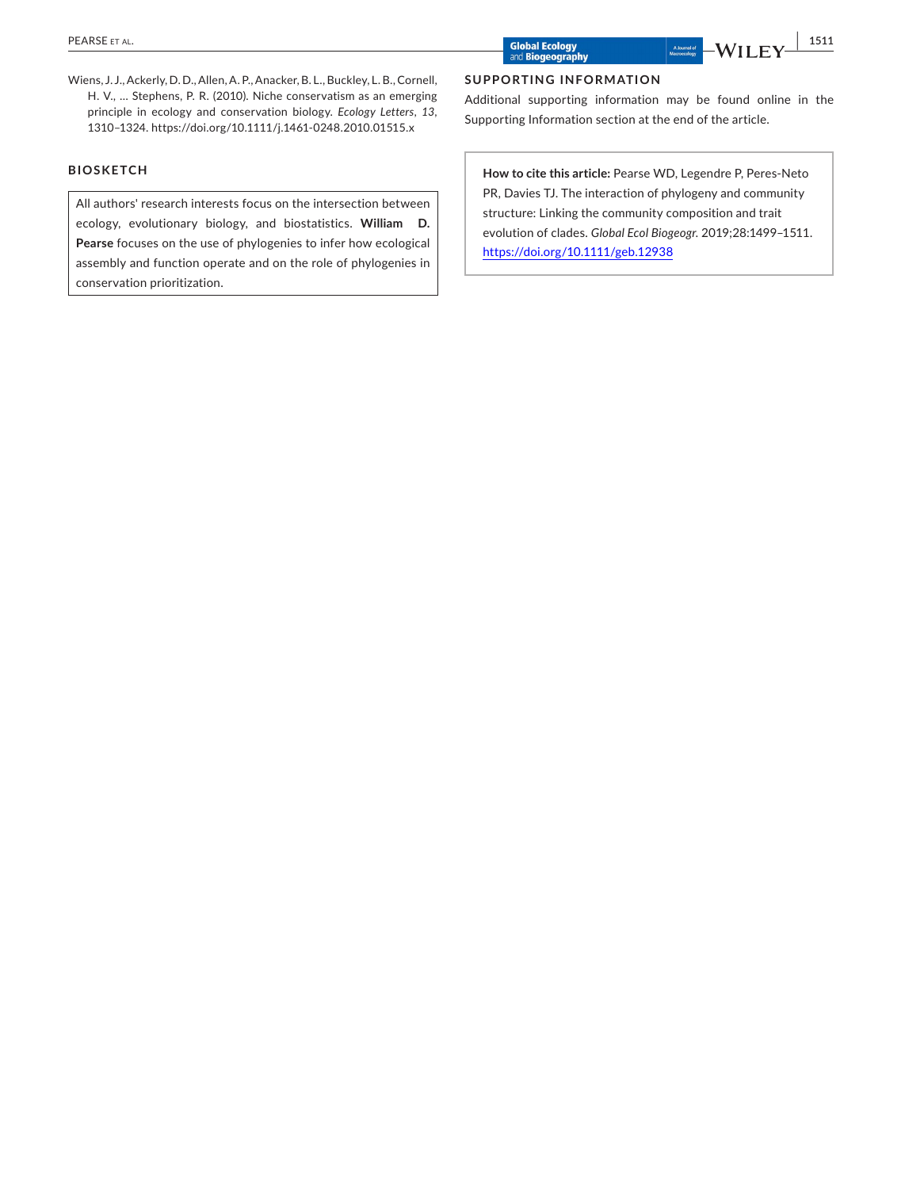Wiens, J. J., Ackerly, D. D., Allen, A. P., Anacker, B. L., Buckley, L. B., Cornell, H. V., ... Stephens, P. R. (2010). Niche conservatism as an emerging principle in ecology and conservation biology. *Ecology Letters*, *13*, 1310–1324. https://doi.org/10.1111/j.1461-0248.2010.01515.x

## BIOSKETCH

All authors' research interests focus on the intersection between ecology, evolutionary biology, and biostatistics. **William D. Pearse** focuses on the use of phylogenies to infer how ecological assembly and function operate and on the role of phylogenies in conservation prioritization.

## SUPPORTING INFORMATION

Additional supporting information may be found online in the Supporting Information section at the end of the article.

**How to cite this article:** Pearse WD, Legendre P, Peres-Neto PR, Davies TJ. The interaction of phylogeny and community structure: Linking the community composition and trait evolution of clades. *Global Ecol Biogeogr.* 2019;28:1499–1511. https://doi.org/10.1111/geb.12938